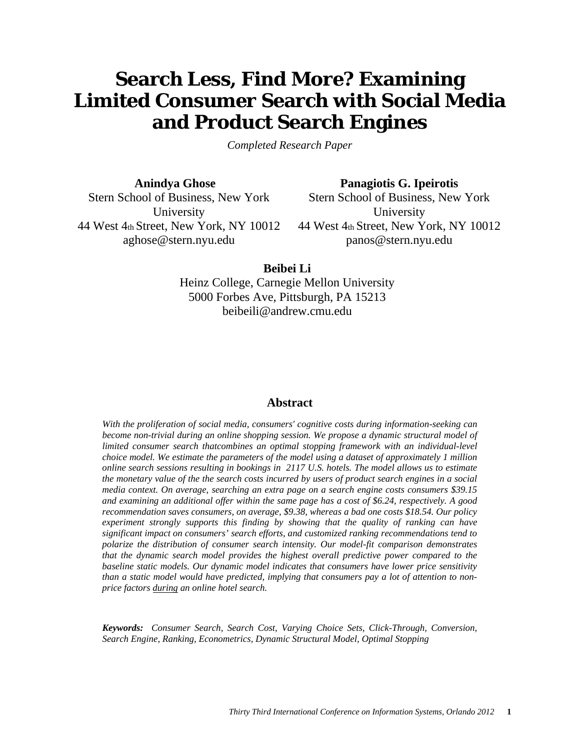# Search Less, Find More? Examining Limited Consumer Search with Social Media and Product Search Engines

*Completed Research Paper*

**Anindya Ghose**
Stern School of Business, New York University
44 West 4th Street, New York, NY 10012
aghose@stern.nyu.edu

**Panagiotis G. Ipeirotis**
Stern School of Business, New York University
44 West 4th Street, New York, NY 10012
panos@stern.nyu.edu

**Beibei Li**
Heinz College, Carnegie Mellon University
5000 Forbes Ave, Pittsburgh, PA 15213
beibeili@andrew.cmu.edu

## Abstract

*With the proliferation of social media, consumers' cognitive costs during information-seeking can become non-trivial during an online shopping session. We propose a dynamic structural model of limited consumer search thatcombines an optimal stopping framework with an individual-level choice model. We estimate the parameters of the model using a dataset of approximately 1 million online search sessions resulting in bookings in 2117 U.S. hotels. The model allows us to estimate the monetary value of the the search costs incurred by users of product search engines in a social media context. On average, searching an extra page on a search engine costs consumers $39.15 and examining an additional offer within the same page has a cost of $6.24, respectively. A good recommendation saves consumers, on average, $9.38, whereas a bad one costs $18.54. Our policy experiment strongly supports this finding by showing that the quality of ranking can have significant impact on consumers' search efforts, and customized ranking recommendations tend to polarize the distribution of consumer search intensity. Our model-fit comparison demonstrates that the dynamic search model provides the highest overall predictive power compared to the baseline static models. Our dynamic model indicates that consumers have lower price sensitivity than a static model would have predicted, implying that consumers pay a lot of attention to non-price factors during an online hotel search.*

***Keywords:*** *Consumer Search, Search Cost, Varying Choice Sets, Click-Through, Conversion, Search Engine, Ranking, Econometrics, Dynamic Structural Model, Optimal Stopping*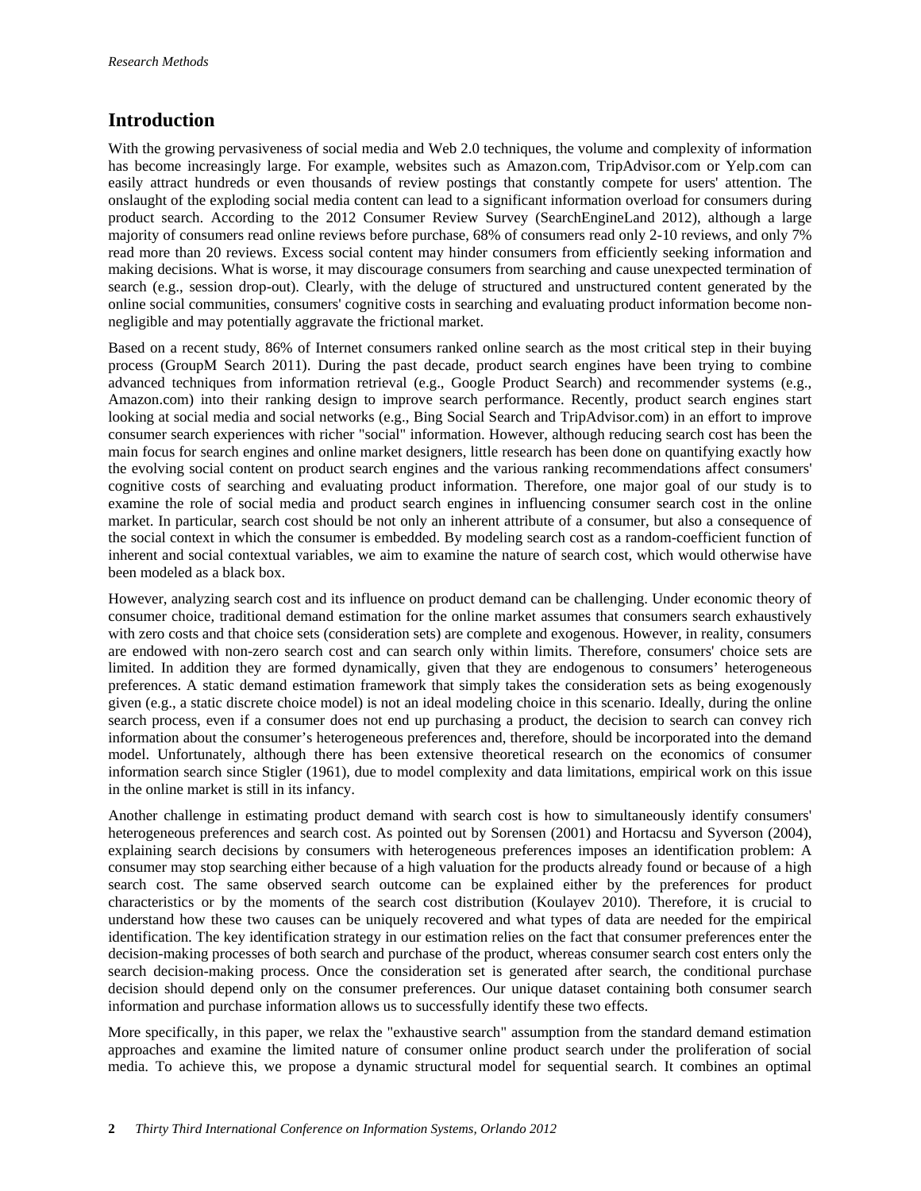## Introduction

With the growing pervasiveness of social media and Web 2.0 techniques, the volume and complexity of information has become increasingly large. For example, websites such as Amazon.com, TripAdvisor.com or Yelp.com can easily attract hundreds or even thousands of review postings that constantly compete for users' attention. The onslaught of the exploding social media content can lead to a significant information overload for consumers during product search. According to the 2012 Consumer Review Survey (SearchEngineLand 2012), although a large majority of consumers read online reviews before purchase, 68% of consumers read only 2-10 reviews, and only 7% read more than 20 reviews. Excess social content may hinder consumers from efficiently seeking information and making decisions. What is worse, it may discourage consumers from searching and cause unexpected termination of search (e.g., session drop-out). Clearly, with the deluge of structured and unstructured content generated by the online social communities, consumers' cognitive costs in searching and evaluating product information become non-negligible and may potentially aggravate the frictional market.

Based on a recent study, 86% of Internet consumers ranked online search as the most critical step in their buying process (GroupM Search 2011). During the past decade, product search engines have been trying to combine advanced techniques from information retrieval (e.g., Google Product Search) and recommender systems (e.g., Amazon.com) into their ranking design to improve search performance. Recently, product search engines start looking at social media and social networks (e.g., Bing Social Search and TripAdvisor.com) in an effort to improve consumer search experiences with richer "social" information. However, although reducing search cost has been the main focus for search engines and online market designers, little research has been done on quantifying exactly how the evolving social content on product search engines and the various ranking recommendations affect consumers' cognitive costs of searching and evaluating product information. Therefore, one major goal of our study is to examine the role of social media and product search engines in influencing consumer search cost in the online market. In particular, search cost should be not only an inherent attribute of a consumer, but also a consequence of the social context in which the consumer is embedded. By modeling search cost as a random-coefficient function of inherent and social contextual variables, we aim to examine the nature of search cost, which would otherwise have been modeled as a black box.

However, analyzing search cost and its influence on product demand can be challenging. Under economic theory of consumer choice, traditional demand estimation for the online market assumes that consumers search exhaustively with zero costs and that choice sets (consideration sets) are complete and exogenous. However, in reality, consumers are endowed with non-zero search cost and can search only within limits. Therefore, consumers' choice sets are limited. In addition they are formed dynamically, given that they are endogenous to consumers' heterogeneous preferences. A static demand estimation framework that simply takes the consideration sets as being exogenously given (e.g., a static discrete choice model) is not an ideal modeling choice in this scenario. Ideally, during the online search process, even if a consumer does not end up purchasing a product, the decision to search can convey rich information about the consumer's heterogeneous preferences and, therefore, should be incorporated into the demand model. Unfortunately, although there has been extensive theoretical research on the economics of consumer information search since Stigler (1961), due to model complexity and data limitations, empirical work on this issue in the online market is still in its infancy.

Another challenge in estimating product demand with search cost is how to simultaneously identify consumers' heterogeneous preferences and search cost. As pointed out by Sorensen (2001) and Hortacsu and Syverson (2004), explaining search decisions by consumers with heterogeneous preferences imposes an identification problem: A consumer may stop searching either because of a high valuation for the products already found or because of a high search cost. The same observed search outcome can be explained either by the preferences for product characteristics or by the moments of the search cost distribution (Koulayev 2010). Therefore, it is crucial to understand how these two causes can be uniquely recovered and what types of data are needed for the empirical identification. The key identification strategy in our estimation relies on the fact that consumer preferences enter the decision-making processes of both search and purchase of the product, whereas consumer search cost enters only the search decision-making process. Once the consideration set is generated after search, the conditional purchase decision should depend only on the consumer preferences. Our unique dataset containing both consumer search information and purchase information allows us to successfully identify these two effects.

More specifically, in this paper, we relax the "exhaustive search" assumption from the standard demand estimation approaches and examine the limited nature of consumer online product search under the proliferation of social media. To achieve this, we propose a dynamic structural model for sequential search. It combines an optimal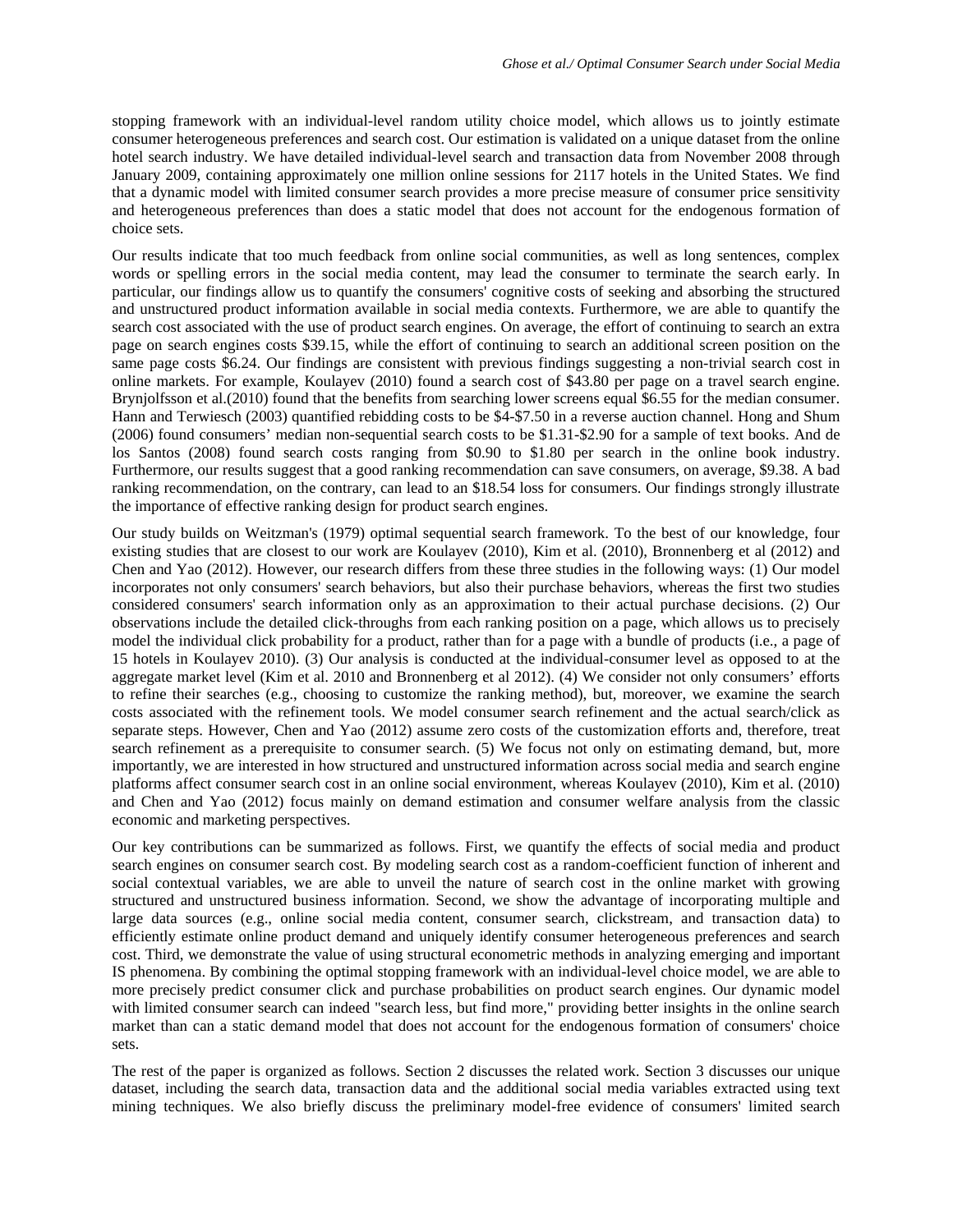stopping framework with an individual-level random utility choice model, which allows us to jointly estimate consumer heterogeneous preferences and search cost. Our estimation is validated on a unique dataset from the online hotel search industry. We have detailed individual-level search and transaction data from November 2008 through January 2009, containing approximately one million online sessions for 2117 hotels in the United States. We find that a dynamic model with limited consumer search provides a more precise measure of consumer price sensitivity and heterogeneous preferences than does a static model that does not account for the endogenous formation of choice sets.

Our results indicate that too much feedback from online social communities, as well as long sentences, complex words or spelling errors in the social media content, may lead the consumer to terminate the search early. In particular, our findings allow us to quantify the consumers' cognitive costs of seeking and absorbing the structured and unstructured product information available in social media contexts. Furthermore, we are able to quantify the search cost associated with the use of product search engines. On average, the effort of continuing to search an extra page on search engines costs \$39.15, while the effort of continuing to search an additional screen position on the same page costs \$6.24. Our findings are consistent with previous findings suggesting a non-trivial search cost in online markets. For example, Koulayev (2010) found a search cost of \$43.80 per page on a travel search engine. Brynjolfsson et al.(2010) found that the benefits from searching lower screens equal \$6.55 for the median consumer. Hann and Terwiesch (2003) quantified rebidding costs to be \$4-\$7.50 in a reverse auction channel. Hong and Shum (2006) found consumers' median non-sequential search costs to be \$1.31-\$2.90 for a sample of text books. And de los Santos (2008) found search costs ranging from \$0.90 to \$1.80 per search in the online book industry. Furthermore, our results suggest that a good ranking recommendation can save consumers, on average, \$9.38. A bad ranking recommendation, on the contrary, can lead to an \$18.54 loss for consumers. Our findings strongly illustrate the importance of effective ranking design for product search engines.

Our study builds on Weitzman's (1979) optimal sequential search framework. To the best of our knowledge, four existing studies that are closest to our work are Koulayev (2010), Kim et al. (2010), Bronnenberg et al (2012) and Chen and Yao (2012). However, our research differs from these three studies in the following ways: (1) Our model incorporates not only consumers' search behaviors, but also their purchase behaviors, whereas the first two studies considered consumers' search information only as an approximation to their actual purchase decisions. (2) Our observations include the detailed click-throughs from each ranking position on a page, which allows us to precisely model the individual click probability for a product, rather than for a page with a bundle of products (i.e., a page of 15 hotels in Koulayev 2010). (3) Our analysis is conducted at the individual-consumer level as opposed to at the aggregate market level (Kim et al. 2010 and Bronnenberg et al 2012). (4) We consider not only consumers' efforts to refine their searches (e.g., choosing to customize the ranking method), but, moreover, we examine the search costs associated with the refinement tools. We model consumer search refinement and the actual search/click as separate steps. However, Chen and Yao (2012) assume zero costs of the customization efforts and, therefore, treat search refinement as a prerequisite to consumer search. (5) We focus not only on estimating demand, but, more importantly, we are interested in how structured and unstructured information across social media and search engine platforms affect consumer search cost in an online social environment, whereas Koulayev (2010), Kim et al. (2010) and Chen and Yao (2012) focus mainly on demand estimation and consumer welfare analysis from the classic economic and marketing perspectives.

Our key contributions can be summarized as follows. First, we quantify the effects of social media and product search engines on consumer search cost. By modeling search cost as a random-coefficient function of inherent and social contextual variables, we are able to unveil the nature of search cost in the online market with growing structured and unstructured business information. Second, we show the advantage of incorporating multiple and large data sources (e.g., online social media content, consumer search, clickstream, and transaction data) to efficiently estimate online product demand and uniquely identify consumer heterogeneous preferences and search cost. Third, we demonstrate the value of using structural econometric methods in analyzing emerging and important IS phenomena. By combining the optimal stopping framework with an individual-level choice model, we are able to more precisely predict consumer click and purchase probabilities on product search engines. Our dynamic model with limited consumer search can indeed "search less, but find more," providing better insights in the online search market than can a static demand model that does not account for the endogenous formation of consumers' choice sets.

The rest of the paper is organized as follows. Section 2 discusses the related work. Section 3 discusses our unique dataset, including the search data, transaction data and the additional social media variables extracted using text mining techniques. We also briefly discuss the preliminary model-free evidence of consumers' limited search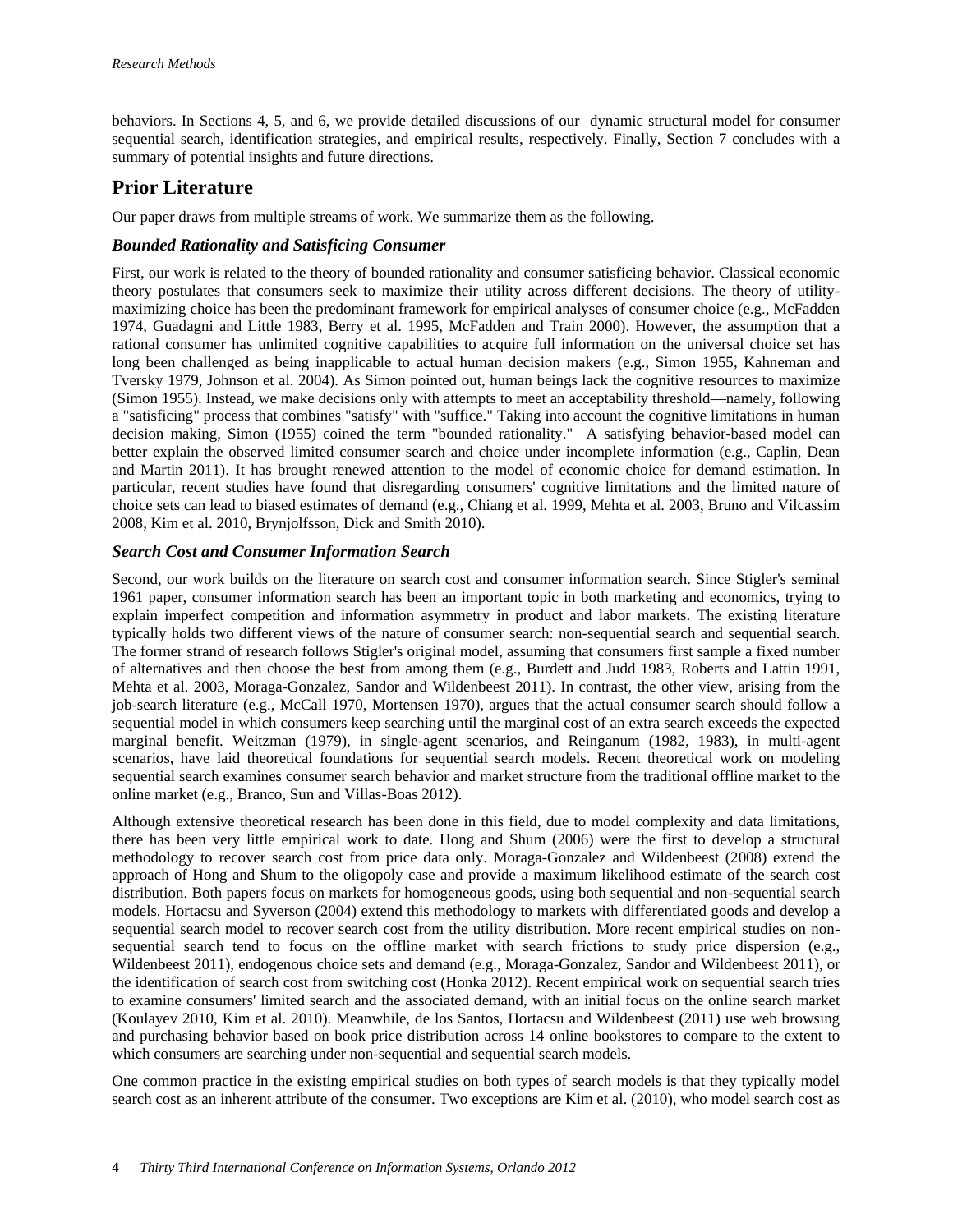behaviors. In Sections 4, 5, and 6, we provide detailed discussions of our dynamic structural model for consumer sequential search, identification strategies, and empirical results, respectively. Finally, Section 7 concludes with a summary of potential insights and future directions.

## Prior Literature

Our paper draws from multiple streams of work. We summarize them as the following.

### *Bounded Rationality and Satisficing Consumer*

First, our work is related to the theory of bounded rationality and consumer satisficing behavior. Classical economic theory postulates that consumers seek to maximize their utility across different decisions. The theory of utility-maximizing choice has been the predominant framework for empirical analyses of consumer choice (e.g., McFadden 1974, Guadagni and Little 1983, Berry et al. 1995, McFadden and Train 2000). However, the assumption that a rational consumer has unlimited cognitive capabilities to acquire full information on the universal choice set has long been challenged as being inapplicable to actual human decision makers (e.g., Simon 1955, Kahneman and Tversky 1979, Johnson et al. 2004). As Simon pointed out, human beings lack the cognitive resources to maximize (Simon 1955). Instead, we make decisions only with attempts to meet an acceptability threshold—namely, following a "satisficing" process that combines "satisfy" with "suffice." Taking into account the cognitive limitations in human decision making, Simon (1955) coined the term "bounded rationality." A satisfying behavior-based model can better explain the observed limited consumer search and choice under incomplete information (e.g., Caplin, Dean and Martin 2011). It has brought renewed attention to the model of economic choice for demand estimation. In particular, recent studies have found that disregarding consumers' cognitive limitations and the limited nature of choice sets can lead to biased estimates of demand (e.g., Chiang et al. 1999, Mehta et al. 2003, Bruno and Vilcassim 2008, Kim et al. 2010, Brynjolfsson, Dick and Smith 2010).

### *Search Cost and Consumer Information Search*

Second, our work builds on the literature on search cost and consumer information search. Since Stigler's seminal 1961 paper, consumer information search has been an important topic in both marketing and economics, trying to explain imperfect competition and information asymmetry in product and labor markets. The existing literature typically holds two different views of the nature of consumer search: non-sequential search and sequential search. The former strand of research follows Stigler's original model, assuming that consumers first sample a fixed number of alternatives and then choose the best from among them (e.g., Burdett and Judd 1983, Roberts and Lattin 1991, Mehta et al. 2003, Moraga-Gonzalez, Sandor and Wildenbeest 2011). In contrast, the other view, arising from the job-search literature (e.g., McCall 1970, Mortensen 1970), argues that the actual consumer search should follow a sequential model in which consumers keep searching until the marginal cost of an extra search exceeds the expected marginal benefit. Weitzman (1979), in single-agent scenarios, and Reinganum (1982, 1983), in multi-agent scenarios, have laid theoretical foundations for sequential search models. Recent theoretical work on modeling sequential search examines consumer search behavior and market structure from the traditional offline market to the online market (e.g., Branco, Sun and Villas-Boas 2012).

Although extensive theoretical research has been done in this field, due to model complexity and data limitations, there has been very little empirical work to date. Hong and Shum (2006) were the first to develop a structural methodology to recover search cost from price data only. Moraga-Gonzalez and Wildenbeest (2008) extend the approach of Hong and Shum to the oligopoly case and provide a maximum likelihood estimate of the search cost distribution. Both papers focus on markets for homogeneous goods, using both sequential and non-sequential search models. Hortacsu and Syverson (2004) extend this methodology to markets with differentiated goods and develop a sequential search model to recover search cost from the utility distribution. More recent empirical studies on non-sequential search tend to focus on the offline market with search frictions to study price dispersion (e.g., Wildenbeest 2011), endogenous choice sets and demand (e.g., Moraga-Gonzalez, Sandor and Wildenbeest 2011), or the identification of search cost from switching cost (Honka 2012). Recent empirical work on sequential search tries to examine consumers' limited search and the associated demand, with an initial focus on the online search market (Koulayev 2010, Kim et al. 2010). Meanwhile, de los Santos, Hortacsu and Wildenbeest (2011) use web browsing and purchasing behavior based on book price distribution across 14 online bookstores to compare to the extent to which consumers are searching under non-sequential and sequential search models.

One common practice in the existing empirical studies on both types of search models is that they typically model search cost as an inherent attribute of the consumer. Two exceptions are Kim et al. (2010), who model search cost as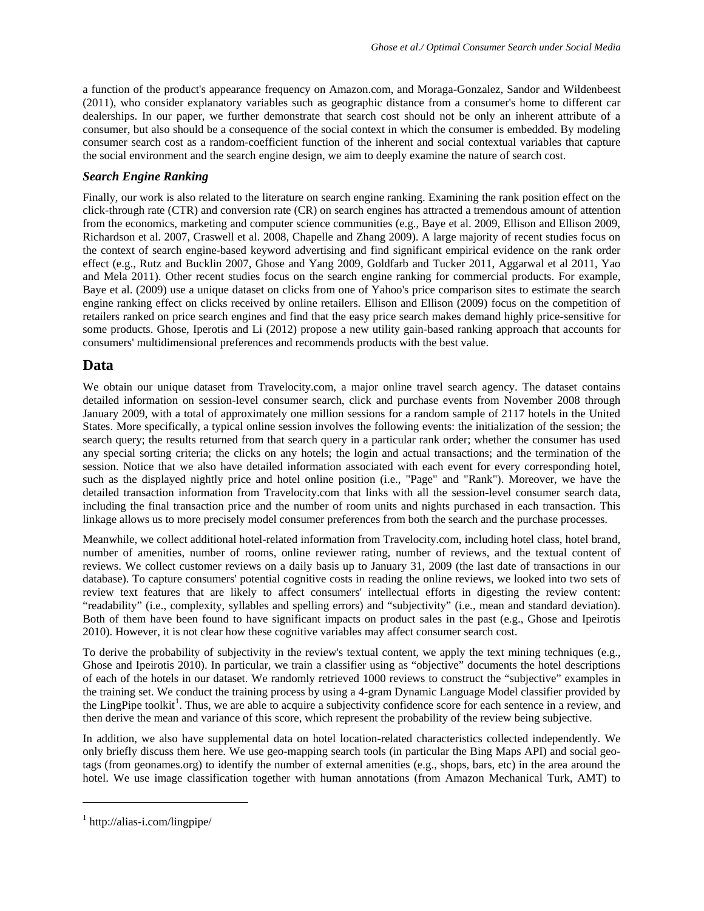a function of the product's appearance frequency on Amazon.com, and Moraga-Gonzalez, Sandor and Wildenbeest (2011), who consider explanatory variables such as geographic distance from a consumer's home to different car dealerships. In our paper, we further demonstrate that search cost should not be only an inherent attribute of a consumer, but also should be a consequence of the social context in which the consumer is embedded. By modeling consumer search cost as a random-coefficient function of the inherent and social contextual variables that capture the social environment and the search engine design, we aim to deeply examine the nature of search cost.

### *Search Engine Ranking*

Finally, our work is also related to the literature on search engine ranking. Examining the rank position effect on the click-through rate (CTR) and conversion rate (CR) on search engines has attracted a tremendous amount of attention from the economics, marketing and computer science communities (e.g., Baye et al. 2009, Ellison and Ellison 2009, Richardson et al. 2007, Craswell et al. 2008, Chapelle and Zhang 2009). A large majority of recent studies focus on the context of search engine-based keyword advertising and find significant empirical evidence on the rank order effect (e.g., Rutz and Bucklin 2007, Ghose and Yang 2009, Goldfarb and Tucker 2011, Aggarwal et al 2011, Yao and Mela 2011). Other recent studies focus on the search engine ranking for commercial products. For example, Baye et al. (2009) use a unique dataset on clicks from one of Yahoo's price comparison sites to estimate the search engine ranking effect on clicks received by online retailers. Ellison and Ellison (2009) focus on the competition of retailers ranked on price search engines and find that the easy price search makes demand highly price-sensitive for some products. Ghose, Iperotis and Li (2012) propose a new utility gain-based ranking approach that accounts for consumers' multidimensional preferences and recommends products with the best value.

## Data

We obtain our unique dataset from Travelocity.com, a major online travel search agency. The dataset contains detailed information on session-level consumer search, click and purchase events from November 2008 through January 2009, with a total of approximately one million sessions for a random sample of 2117 hotels in the United States. More specifically, a typical online session involves the following events: the initialization of the session; the search query; the results returned from that search query in a particular rank order; whether the consumer has used any special sorting criteria; the clicks on any hotels; the login and actual transactions; and the termination of the session. Notice that we also have detailed information associated with each event for every corresponding hotel, such as the displayed nightly price and hotel online position (i.e., "Page" and "Rank"). Moreover, we have the detailed transaction information from Travelocity.com that links with all the session-level consumer search data, including the final transaction price and the number of room units and nights purchased in each transaction. This linkage allows us to more precisely model consumer preferences from both the search and the purchase processes.

Meanwhile, we collect additional hotel-related information from Travelocity.com, including hotel class, hotel brand, number of amenities, number of rooms, online reviewer rating, number of reviews, and the textual content of reviews. We collect customer reviews on a daily basis up to January 31, 2009 (the last date of transactions in our database). To capture consumers' potential cognitive costs in reading the online reviews, we looked into two sets of review text features that are likely to affect consumers' intellectual efforts in digesting the review content: "readability" (i.e., complexity, syllables and spelling errors) and "subjectivity" (i.e., mean and standard deviation). Both of them have been found to have significant impacts on product sales in the past (e.g., Ghose and Ipeirotis 2010). However, it is not clear how these cognitive variables may affect consumer search cost.

To derive the probability of subjectivity in the review's textual content, we apply the text mining techniques (e.g., Ghose and Ipeirotis 2010). In particular, we train a classifier using as "objective" documents the hotel descriptions of each of the hotels in our dataset. We randomly retrieved 1000 reviews to construct the "subjective" examples in the training set. We conduct the training process by using a 4-gram Dynamic Language Model classifier provided by the LingPipe toolkit[1]. Thus, we are able to acquire a subjectivity confidence score for each sentence in a review, and then derive the mean and variance of this score, which represent the probability of the review being subjective.

In addition, we also have supplemental data on hotel location-related characteristics collected independently. We only briefly discuss them here. We use geo-mapping search tools (in particular the Bing Maps API) and social geo-tags (from geonames.org) to identify the number of external amenities (e.g., shops, bars, etc) in the area around the hotel. We use image classification together with human annotations (from Amazon Mechanical Turk, AMT) to

[1] http://alias-i.com/lingpipe/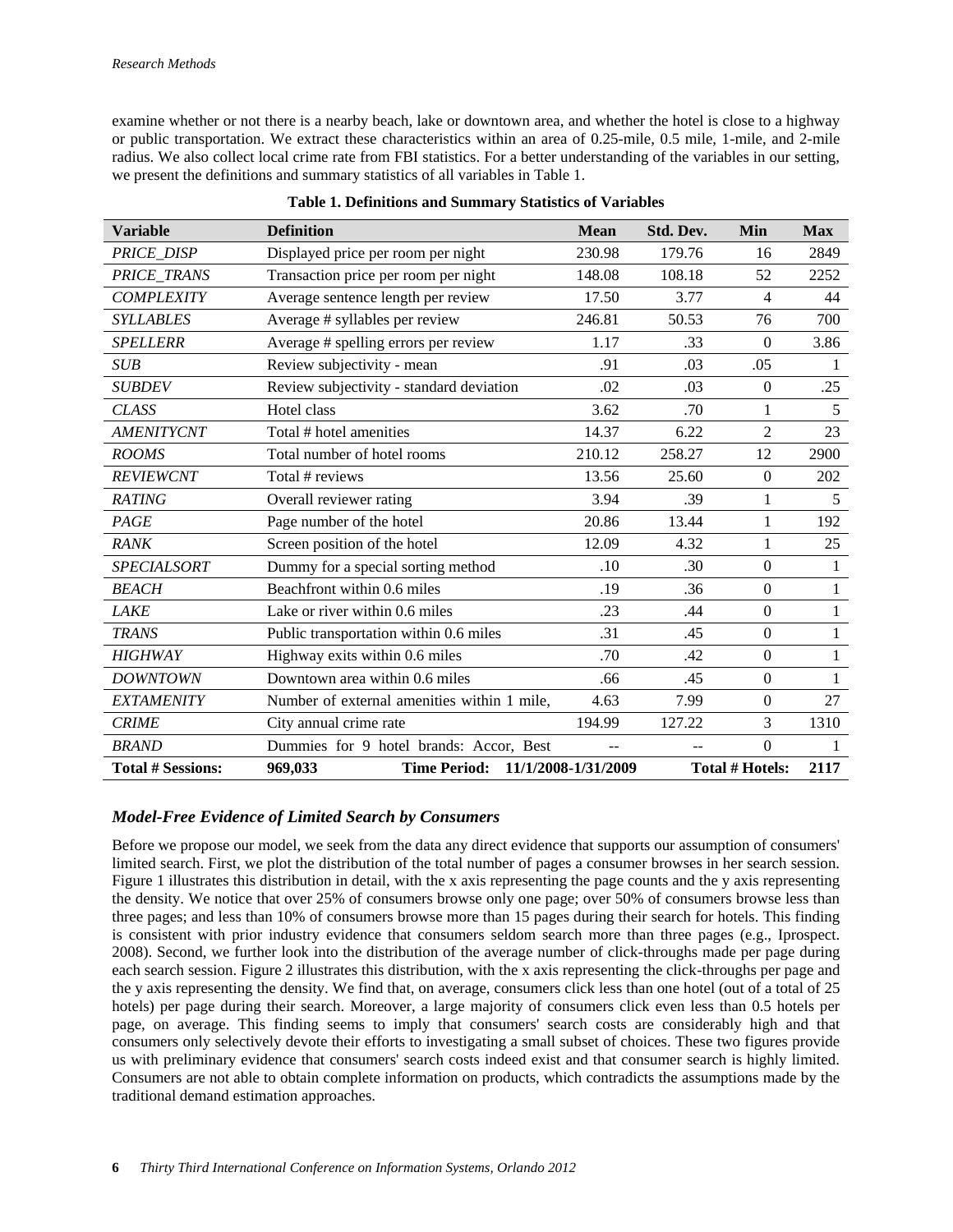examine whether or not there is a nearby beach, lake or downtown area, and whether the hotel is close to a highway or public transportation. We extract these characteristics within an area of 0.25-mile, 0.5 mile, 1-mile, and 2-mile radius. We also collect local crime rate from FBI statistics. For a better understanding of the variables in our setting, we present the definitions and summary statistics of all variables in Table 1.

**Table 1. Definitions and Summary Statistics of Variables**

| Variable | Definition | Mean | Std. Dev. | Min | Max |
|---|---|---|---|---|---|
| *PRICE_DISP* | Displayed price per room per night | 230.98 | 179.76 | 16 | 2849 |
| *PRICE_TRANS* | Transaction price per room per night | 148.08 | 108.18 | 52 | 2252 |
| *COMPLEXITY* | Average sentence length per review | 17.50 | 3.77 | 4 | 44 |
| *SYLLABLES* | Average # syllables per review | 246.81 | 50.53 | 76 | 700 |
| *SPELLERR* | Average # spelling errors per review | 1.17 | .33 | 0 | 3.86 |
| *SUB* | Review subjectivity - mean | .91 | .03 | .05 | 1 |
| *SUBDEV* | Review subjectivity - standard deviation | .02 | .03 | 0 | .25 |
| *CLASS* | Hotel class | 3.62 | .70 | 1 | 5 |
| *AMENITYCNT* | Total # hotel amenities | 14.37 | 6.22 | 2 | 23 |
| *ROOMS* | Total number of hotel rooms | 210.12 | 258.27 | 12 | 2900 |
| *REVIEWCNT* | Total # reviews | 13.56 | 25.60 | 0 | 202 |
| *RATING* | Overall reviewer rating | 3.94 | .39 | 1 | 5 |
| *PAGE* | Page number of the hotel | 20.86 | 13.44 | 1 | 192 |
| *RANK* | Screen position of the hotel | 12.09 | 4.32 | 1 | 25 |
| *SPECIALSORT* | Dummy for a special sorting method | .10 | .30 | 0 | 1 |
| *BEACH* | Beachfront within 0.6 miles | .19 | .36 | 0 | 1 |
| *LAKE* | Lake or river within 0.6 miles | .23 | .44 | 0 | 1 |
| *TRANS* | Public transportation within 0.6 miles | .31 | .45 | 0 | 1 |
| *HIGHWAY* | Highway exits within 0.6 miles | .70 | .42 | 0 | 1 |
| *DOWNTOWN* | Downtown area within 0.6 miles | .66 | .45 | 0 | 1 |
| *EXTAMENITY* | Number of external amenities within 1 mile, | 4.63 | 7.99 | 0 | 27 |
| *CRIME* | City annual crime rate | 194.99 | 127.22 | 3 | 1310 |
| *BRAND* | Dummies for 9 hotel brands: Accor, Best | -- | -- | 0 | 1 |
| **Total # Sessions:** | **969,033** | **Time Period:** | **11/1/2008-1/31/2009** | **Total # Hotels:** | **2117** |

### *Model-Free Evidence of Limited Search by Consumers*

Before we propose our model, we seek from the data any direct evidence that supports our assumption of consumers' limited search. First, we plot the distribution of the total number of pages a consumer browses in her search session. Figure 1 illustrates this distribution in detail, with the x axis representing the page counts and the y axis representing the density. We notice that over 25% of consumers browse only one page; over 50% of consumers browse less than three pages; and less than 10% of consumers browse more than 15 pages during their search for hotels. This finding is consistent with prior industry evidence that consumers seldom search more than three pages (e.g., Iprospect. 2008). Second, we further look into the distribution of the average number of click-throughs made per page during each search session. Figure 2 illustrates this distribution, with the x axis representing the click-throughs per page and the y axis representing the density. We find that, on average, consumers click less than one hotel (out of a total of 25 hotels) per page during their search. Moreover, a large majority of consumers click even less than 0.5 hotels per page, on average. This finding seems to imply that consumers' search costs are considerably high and that consumers only selectively devote their efforts to investigating a small subset of choices. These two figures provide us with preliminary evidence that consumers' search costs indeed exist and that consumer search is highly limited. Consumers are not able to obtain complete information on products, which contradicts the assumptions made by the traditional demand estimation approaches.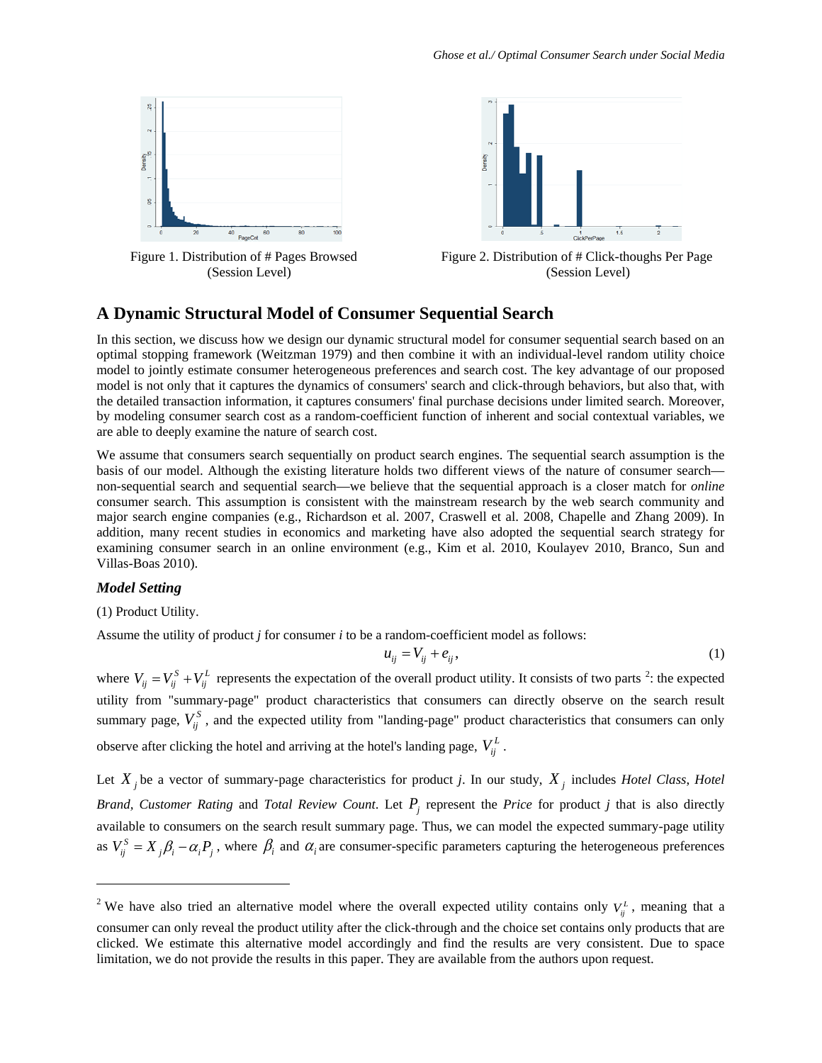Figure 1. Distribution of # Pages Browsed (Session Level)

Figure 2. Distribution of # Click-thoughs Per Page (Session Level)

## A Dynamic Structural Model of Consumer Sequential Search

In this section, we discuss how we design our dynamic structural model for consumer sequential search based on an optimal stopping framework (Weitzman 1979) and then combine it with an individual-level random utility choice model to jointly estimate consumer heterogeneous preferences and search cost. The key advantage of our proposed model is not only that it captures the dynamics of consumers' search and click-through behaviors, but also that, with the detailed transaction information, it captures consumers' final purchase decisions under limited search. Moreover, by modeling consumer search cost as a random-coefficient function of inherent and social contextual variables, we are able to deeply examine the nature of search cost.

We assume that consumers search sequentially on product search engines. The sequential search assumption is the basis of our model. Although the existing literature holds two different views of the nature of consumer search—non-sequential search and sequential search—we believe that the sequential approach is a closer match for *online* consumer search. This assumption is consistent with the mainstream research by the web search community and major search engine companies (e.g., Richardson et al. 2007, Craswell et al. 2008, Chapelle and Zhang 2009). In addition, many recent studies in economics and marketing have also adopted the sequential search strategy for examining consumer search in an online environment (e.g., Kim et al. 2010, Koulayev 2010, Branco, Sun and Villas-Boas 2010).

### *Model Setting*

(1) Product Utility.

Assume the utility of product *j* for consumer *i* to be a random-coefficient model as follows:

$$u_{ij} = V_{ij} + e_{ij}, \tag{1}$$

where $V_{ij} = V_{ij}^S + V_{ij}^L$ represents the expectation of the overall product utility. It consists of two parts [2]: the expected utility from "summary-page" product characteristics that consumers can directly observe on the search result summary page, $V_{ij}^S$, and the expected utility from "landing-page" product characteristics that consumers can only observe after clicking the hotel and arriving at the hotel's landing page, $V_{ij}^L$.

Let $X_j$ be a vector of summary-page characteristics for product *j*. In our study, $X_j$ includes *Hotel Class*, *Hotel Brand*, *Customer Rating* and *Total Review Count*. Let $P_j$ represent the *Price* for product *j* that is also directly available to consumers on the search result summary page. Thus, we can model the expected summary-page utility as $V_{ij}^S = X_j\beta_i - \alpha_i P_j$, where $\beta_i$ and $\alpha_i$ are consumer-specific parameters capturing the heterogeneous preferences

---

[2] We have also tried an alternative model where the overall expected utility contains only $V_{ij}^L$, meaning that a consumer can only reveal the product utility after the click-through and the choice set contains only products that are clicked. We estimate this alternative model accordingly and find the results are very consistent. Due to space limitation, we do not provide the results in this paper. They are available from the authors upon request.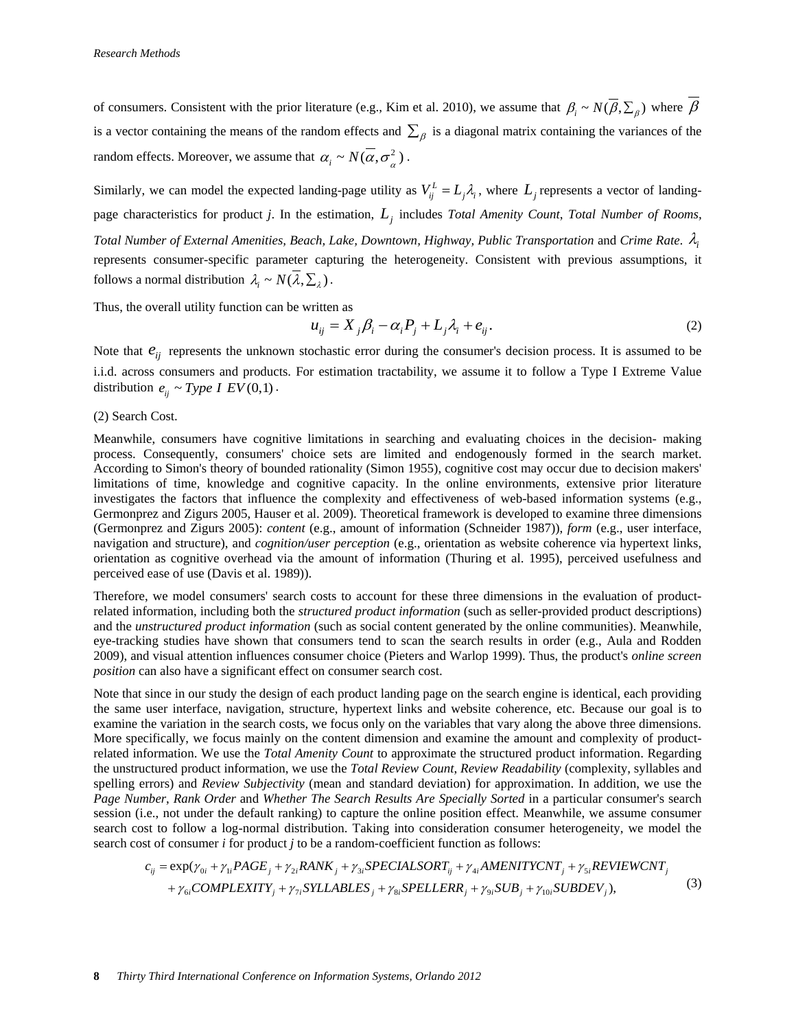of consumers. Consistent with the prior literature (e.g., Kim et al. 2010), we assume that $\beta_i \sim N(\overline{\beta}, \Sigma_\beta)$ where $\overline{\beta}$ is a vector containing the means of the random effects and $\Sigma_\beta$ is a diagonal matrix containing the variances of the random effects. Moreover, we assume that $\alpha_i \sim N(\overline{\alpha}, \sigma_\alpha^2)$.

Similarly, we can model the expected landing-page utility as $V_{ij}^L = L_j \lambda_i$, where $L_j$ represents a vector of landing-page characteristics for product *j*. In the estimation, $L_j$ includes *Total Amenity Count*, *Total Number of Rooms, Total Number of External Amenities, Beach, Lake, Downtown, Highway, Public Transportation* and *Crime Rate*. $\lambda_i$ represents consumer-specific parameter capturing the heterogeneity. Consistent with previous assumptions, it follows a normal distribution $\lambda_i \sim N(\overline{\lambda}, \Sigma_\lambda)$.

Thus, the overall utility function can be written as

$$u_{ij} = X_j \beta_i - \alpha_i P_j + L_j \lambda_i + e_{ij}. \tag{2}$$

Note that $e_{ij}$ represents the unknown stochastic error during the consumer's decision process. It is assumed to be i.i.d. across consumers and products. For estimation tractability, we assume it to follow a Type I Extreme Value distribution $e_{ij} \sim Type\ I\ EV(0,1)$.

(2) Search Cost.

Meanwhile, consumers have cognitive limitations in searching and evaluating choices in the decision- making process. Consequently, consumers' choice sets are limited and endogenously formed in the search market. According to Simon's theory of bounded rationality (Simon 1955), cognitive cost may occur due to decision makers' limitations of time, knowledge and cognitive capacity. In the online environments, extensive prior literature investigates the factors that influence the complexity and effectiveness of web-based information systems (e.g., Germonprez and Zigurs 2005, Hauser et al. 2009). Theoretical framework is developed to examine three dimensions (Germonprez and Zigurs 2005): *content* (e.g., amount of information (Schneider 1987)), *form* (e.g., user interface, navigation and structure), and *cognition/user perception* (e.g., orientation as website coherence via hypertext links, orientation as cognitive overhead via the amount of information (Thuring et al. 1995), perceived usefulness and perceived ease of use (Davis et al. 1989)).

Therefore, we model consumers' search costs to account for these three dimensions in the evaluation of product-related information, including both the *structured product information* (such as seller-provided product descriptions) and the *unstructured product information* (such as social content generated by the online communities). Meanwhile, eye-tracking studies have shown that consumers tend to scan the search results in order (e.g., Aula and Rodden 2009), and visual attention influences consumer choice (Pieters and Warlop 1999). Thus, the product's *online screen position* can also have a significant effect on consumer search cost.

Note that since in our study the design of each product landing page on the search engine is identical, each providing the same user interface, navigation, structure, hypertext links and website coherence, etc. Because our goal is to examine the variation in the search costs, we focus only on the variables that vary along the above three dimensions. More specifically, we focus mainly on the content dimension and examine the amount and complexity of product-related information. We use the *Total Amenity Count* to approximate the structured product information. Regarding the unstructured product information, we use the *Total Review Count, Review Readability* (complexity, syllables and spelling errors) and *Review Subjectivity* (mean and standard deviation) for approximation. In addition, we use the *Page Number*, *Rank Order* and *Whether The Search Results Are Specially Sorted* in a particular consumer's search session (i.e., not under the default ranking) to capture the online position effect. Meanwhile, we assume consumer search cost to follow a log-normal distribution. Taking into consideration consumer heterogeneity, we model the search cost of consumer *i* for product *j* to be a random-coefficient function as follows:

$$\begin{aligned} c_{ij} = \exp(&\gamma_{0i} + \gamma_{1i} PAGE_j + \gamma_{2i} RANK_j + \gamma_{3i} SPECIALSORT_{ij} + \gamma_{4i} AMENITYCNT_j + \gamma_{5i} REVIEWCNT_j \\ &+ \gamma_{6i} COMPLEXITY_j + \gamma_{7i} SYLLABLES_j + \gamma_{8i} SPELLERR_j + \gamma_{9i} SUB_j + \gamma_{10i} SUBDEV_j), \end{aligned} \tag{3}$$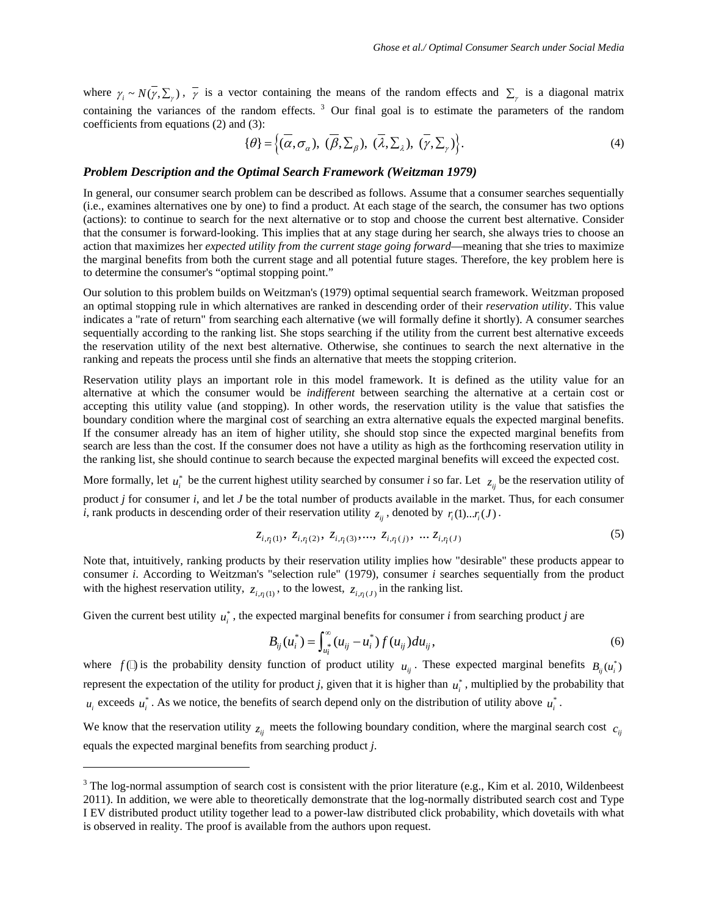where $\gamma_i \sim N(\bar{\gamma}, \Sigma_\gamma)$, $\bar{\gamma}$ is a vector containing the means of the random effects and $\Sigma_\gamma$ is a diagonal matrix containing the variances of the random effects. [3] Our final goal is to estimate the parameters of the random coefficients from equations (2) and (3):

$$\{\theta\} = \left\{ (\bar{\alpha}, \sigma_\alpha),\ (\bar{\beta}, \Sigma_\beta),\ (\bar{\lambda}, \Sigma_\lambda),\ (\bar{\gamma}, \Sigma_\gamma) \right\}. \tag{4}$$

### *Problem Description and the Optimal Search Framework (Weitzman 1979)*

In general, our consumer search problem can be described as follows. Assume that a consumer searches sequentially (i.e., examines alternatives one by one) to find a product. At each stage of the search, the consumer has two options (actions): to continue to search for the next alternative or to stop and choose the current best alternative. Consider that the consumer is forward-looking. This implies that at any stage during her search, she always tries to choose an action that maximizes her *expected utility from the current stage going forward*—meaning that she tries to maximize the marginal benefits from both the current stage and all potential future stages. Therefore, the key problem here is to determine the consumer's "optimal stopping point."

Our solution to this problem builds on Weitzman's (1979) optimal sequential search framework. Weitzman proposed an optimal stopping rule in which alternatives are ranked in descending order of their *reservation utility*. This value indicates a "rate of return" from searching each alternative (we will formally define it shortly). A consumer searches sequentially according to the ranking list. She stops searching if the utility from the current best alternative exceeds the reservation utility of the next best alternative. Otherwise, she continues to search the next alternative in the ranking and repeats the process until she finds an alternative that meets the stopping criterion.

Reservation utility plays an important role in this model framework. It is defined as the utility value for an alternative at which the consumer would be *indifferent* between searching the alternative at a certain cost or accepting this utility value (and stopping). In other words, the reservation utility is the value that satisfies the boundary condition where the marginal cost of searching an extra alternative equals the expected marginal benefits. If the consumer already has an item of higher utility, she should stop since the expected marginal benefits from search are less than the cost. If the consumer does not have a utility as high as the forthcoming reservation utility in the ranking list, she should continue to search because the expected marginal benefits will exceed the expected cost.

More formally, let $u_i^*$ be the current highest utility searched by consumer *i* so far. Let $z_{ij}$ be the reservation utility of product *j* for consumer *i*, and let *J* be the total number of products available in the market. Thus, for each consumer *i*, rank products in descending order of their reservation utility $z_{ij}$, denoted by $r_i(1)...r_i(J)$.

$$z_{i,r_i(1)},\ z_{i,r_i(2)},\ z_{i,r_i(3)}, ...,\ z_{i,r_i(j)},\ ...\ z_{i,r_i(J)} \tag{5}$$

Note that, intuitively, ranking products by their reservation utility implies how "desirable" these products appear to consumer *i*. According to Weitzman's "selection rule" (1979), consumer *i* searches sequentially from the product with the highest reservation utility, $z_{i,r_i(1)}$, to the lowest, $z_{i,r_i(J)}$ in the ranking list.

Given the current best utility $u_i^*$, the expected marginal benefits for consumer *i* from searching product *j* are

$$B_{ij}(u_i^*) = \int_{u_i^*}^{\infty} (u_{ij} - u_i^*)\, f(u_{ij})\, du_{ij}, \tag{6}$$

where $f(\cdot)$ is the probability density function of product utility $u_{ij}$. These expected marginal benefits $B_{ij}(u_i^*)$ represent the expectation of the utility for product *j*, given that it is higher than $u_i^*$, multiplied by the probability that $u_i$ exceeds $u_i^*$. As we notice, the benefits of search depend only on the distribution of utility above $u_i^*$.

We know that the reservation utility $z_{ij}$ meets the following boundary condition, where the marginal search cost $c_{ij}$ equals the expected marginal benefits from searching product *j*.

---

[3] The log-normal assumption of search cost is consistent with the prior literature (e.g., Kim et al. 2010, Wildenbeest 2011). In addition, we were able to theoretically demonstrate that the log-normally distributed search cost and Type I EV distributed product utility together lead to a power-law distributed click probability, which dovetails with what is observed in reality. The proof is available from the authors upon request.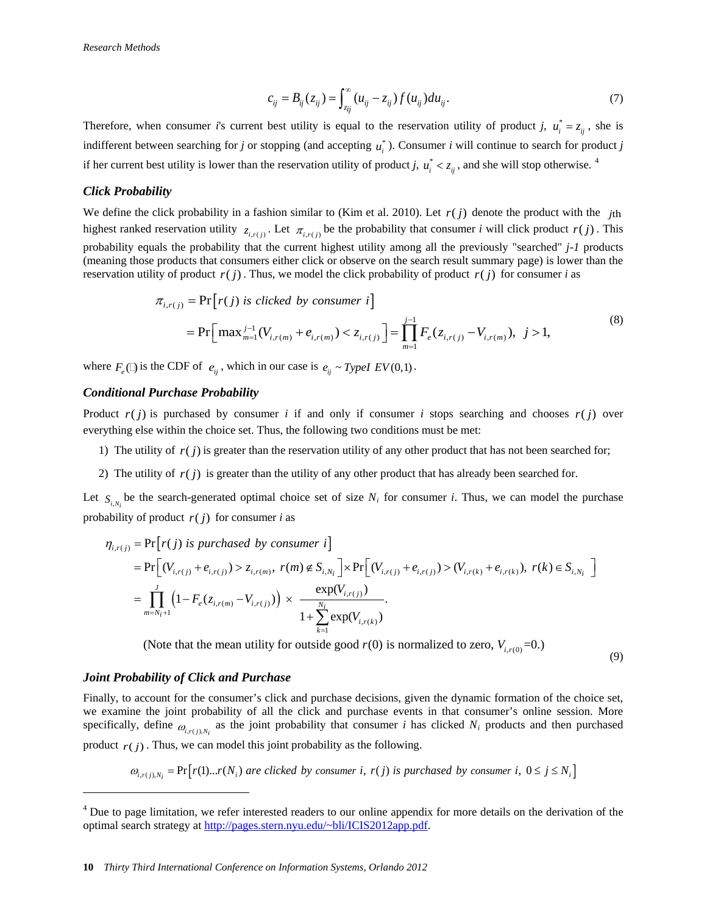$$c_{ij} = B_{ij}(z_{ij}) = \int_{z_{ij}}^{\infty} (u_{ij} - z_{ij}) f(u_{ij}) du_{ij}. \tag{7}$$

Therefore, when consumer *i*'s current best utility is equal to the reservation utility of product *j*, $u_i^* = z_{ij}$, she is indifferent between searching for *j* or stopping (and accepting $u_i^*$). Consumer *i* will continue to search for product *j* if her current best utility is lower than the reservation utility of product *j*, $u_i^* < z_{ij}$, and she will stop otherwise. [4]

### Click Probability

We define the click probability in a fashion similar to (Kim et al. 2010). Let $r(j)$ denote the product with the $j$th highest ranked reservation utility $z_{i,r(j)}$. Let $\pi_{i,r(j)}$ be the probability that consumer *i* will click product $r(j)$. This probability equals the probability that the current highest utility among all the previously "searched" *j-1* products (meaning those products that consumers either click or observe on the search result summary page) is lower than the reservation utility of product $r(j)$. Thus, we model the click probability of product $r(j)$ for consumer *i* as

$$\begin{aligned}
\pi_{i,r(j)} &= \Pr\left[r(j) \text{ is clicked by consumer } i\right] \\
&= \Pr\left[\max_{m=1}^{j-1}(V_{i,r(m)} + e_{i,r(m)}) < z_{i,r(j)}\right] = \prod_{m=1}^{j-1} F_e(z_{i,r(j)} - V_{i,r(m)}), \quad j > 1,
\end{aligned} \tag{8}$$

where $F_e(\cdot)$ is the CDF of $e_{ij}$, which in our case is $e_{ij} \sim \text{Type I } EV(0,1)$.

### Conditional Purchase Probability

Product $r(j)$ is purchased by consumer *i* if and only if consumer *i* stops searching and chooses $r(j)$ over everything else within the choice set. Thus, the following two conditions must be met:

1) The utility of $r(j)$ is greater than the reservation utility of any other product that has not been searched for;
2) The utility of $r(j)$ is greater than the utility of any other product that has already been searched for.

Let $S_{i,N_i}$ be the search-generated optimal choice set of size $N_i$ for consumer *i*. Thus, we can model the purchase probability of product $r(j)$ for consumer *i* as

$$\begin{aligned}
\eta_{i,r(j)} &= \Pr\left[r(j) \text{ is purchased by consumer } i\right] \\
&= \Pr\left[(V_{i,r(j)} + e_{i,r(j)}) > z_{i,r(m)},\ r(m) \notin S_{i,N_i}\right] \times \Pr\left[(V_{i,r(j)} + e_{i,r(j)}) > (V_{i,r(k)} + e_{i,r(k)}),\ r(k) \in S_{i,N_i}\right] \\
&= \prod_{m=N_i+1}^{J} \left(1 - F_e(z_{i,r(m)} - V_{i,r(j)})\right) \times \frac{\exp(V_{i,r(j)})}{1 + \sum_{k=1}^{N_i} \exp(V_{i,r(k)})}.
\end{aligned} \tag{9}$$

(Note that the mean utility for outside good $r(0)$ is normalized to zero, $V_{i,r(0)}=0$.)

### Joint Probability of Click and Purchase

Finally, to account for the consumer's click and purchase decisions, given the dynamic formation of the choice set, we examine the joint probability of all the click and purchase events in that consumer's online session. More specifically, define $\omega_{i,r(j),N_i}$ as the joint probability that consumer *i* has clicked $N_i$ products and then purchased product $r(j)$. Thus, we can model this joint probability as the following.

$$\omega_{i,r(j),N_i} = \Pr\left[r(1)...r(N_i) \text{ are clicked by consumer } i,\ r(j) \text{ is purchased by consumer } i,\ 0 \le j \le N_i\right]$$

---

[4] Due to page limitation, we refer interested readers to our online appendix for more details on the derivation of the optimal search strategy at http://pages.stern.nyu.edu/~bli/ICIS2012app.pdf.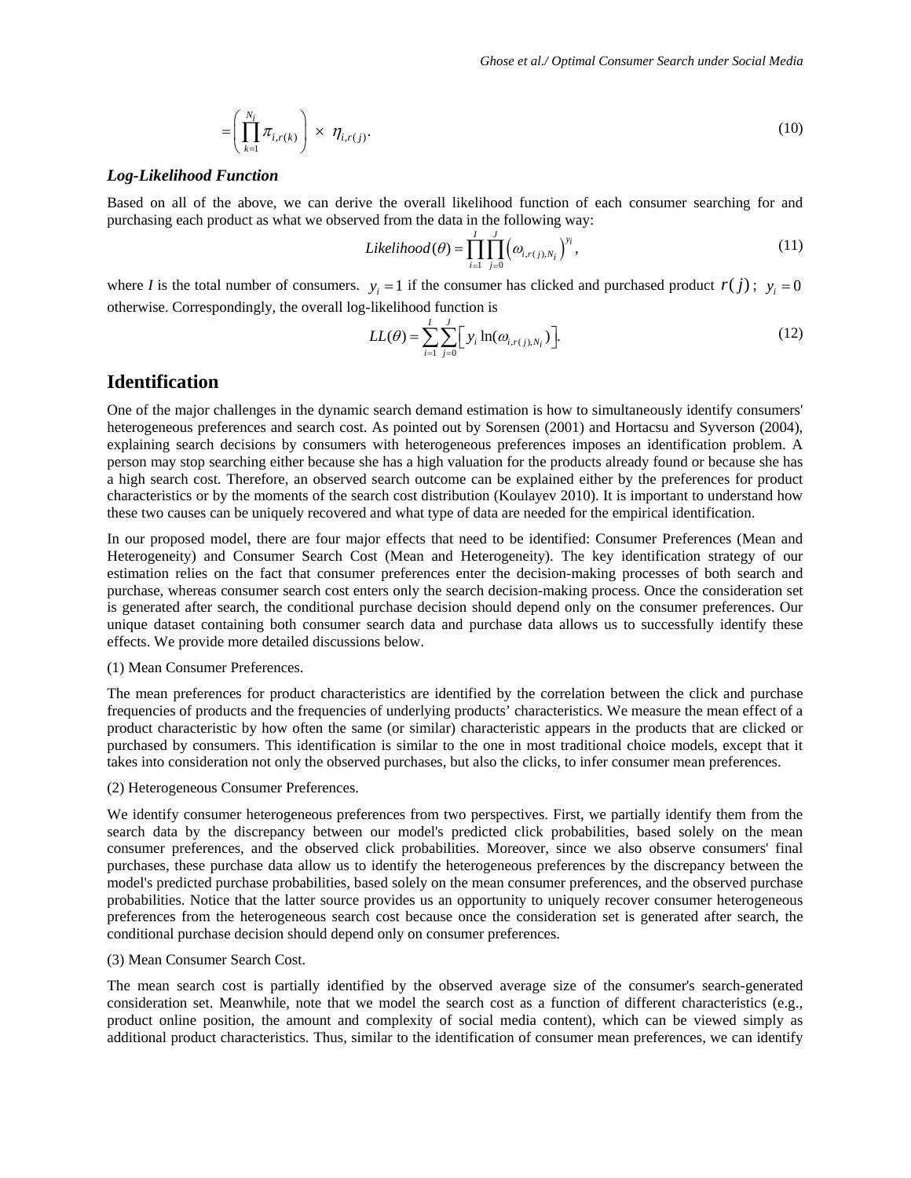$$= \left( \prod_{k=1}^{N_i} \pi_{i,r(k)} \right) \times \eta_{i,r(j)}. \tag{10}$$

***Log-Likelihood Function***

Based on all of the above, we can derive the overall likelihood function of each consumer searching for and purchasing each product as what we observed from the data in the following way:

$$Likelihood(\theta) = \prod_{i=1}^{I} \prod_{j=0}^{J} \left( \omega_{i,r(j),N_i} \right)^{y_i}, \tag{11}$$

where $I$ is the total number of consumers. $y_i = 1$ if the consumer has clicked and purchased product $r(j)$; $y_i = 0$ otherwise. Correspondingly, the overall log-likelihood function is

$$LL(\theta) = \sum_{i=1}^{I} \sum_{j=0}^{J} \left[ y_i \ln(\omega_{i,r(j),N_i}) \right]. \tag{12}$$

## Identification

One of the major challenges in the dynamic search demand estimation is how to simultaneously identify consumers' heterogeneous preferences and search cost. As pointed out by Sorensen (2001) and Hortacsu and Syverson (2004), explaining search decisions by consumers with heterogeneous preferences imposes an identification problem. A person may stop searching either because she has a high valuation for the products already found or because she has a high search cost. Therefore, an observed search outcome can be explained either by the preferences for product characteristics or by the moments of the search cost distribution (Koulayev 2010). It is important to understand how these two causes can be uniquely recovered and what type of data are needed for the empirical identification.

In our proposed model, there are four major effects that need to be identified: Consumer Preferences (Mean and Heterogeneity) and Consumer Search Cost (Mean and Heterogeneity). The key identification strategy of our estimation relies on the fact that consumer preferences enter the decision-making processes of both search and purchase, whereas consumer search cost enters only the search decision-making process. Once the consideration set is generated after search, the conditional purchase decision should depend only on the consumer preferences. Our unique dataset containing both consumer search data and purchase data allows us to successfully identify these effects. We provide more detailed discussions below.

(1) Mean Consumer Preferences.

The mean preferences for product characteristics are identified by the correlation between the click and purchase frequencies of products and the frequencies of underlying products' characteristics. We measure the mean effect of a product characteristic by how often the same (or similar) characteristic appears in the products that are clicked or purchased by consumers. This identification is similar to the one in most traditional choice models, except that it takes into consideration not only the observed purchases, but also the clicks, to infer consumer mean preferences.

(2) Heterogeneous Consumer Preferences.

We identify consumer heterogeneous preferences from two perspectives. First, we partially identify them from the search data by the discrepancy between our model's predicted click probabilities, based solely on the mean consumer preferences, and the observed click probabilities. Moreover, since we also observe consumers' final purchases, these purchase data allow us to identify the heterogeneous preferences by the discrepancy between the model's predicted purchase probabilities, based solely on the mean consumer preferences, and the observed purchase probabilities. Notice that the latter source provides us an opportunity to uniquely recover consumer heterogeneous preferences from the heterogeneous search cost because once the consideration set is generated after search, the conditional purchase decision should depend only on consumer preferences.

(3) Mean Consumer Search Cost.

The mean search cost is partially identified by the observed average size of the consumer's search-generated consideration set. Meanwhile, note that we model the search cost as a function of different characteristics (e.g., product online position, the amount and complexity of social media content), which can be viewed simply as additional product characteristics. Thus, similar to the identification of consumer mean preferences, we can identify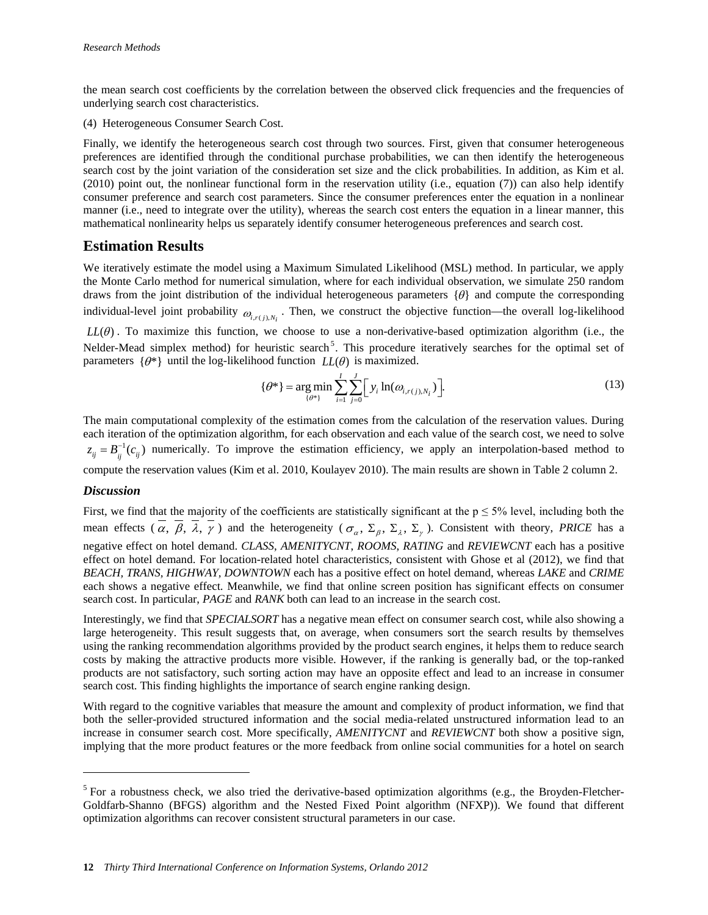the mean search cost coefficients by the correlation between the observed click frequencies and the frequencies of underlying search cost characteristics.

(4) Heterogeneous Consumer Search Cost.

Finally, we identify the heterogeneous search cost through two sources. First, given that consumer heterogeneous preferences are identified through the conditional purchase probabilities, we can then identify the heterogeneous search cost by the joint variation of the consideration set size and the click probabilities. In addition, as Kim et al. (2010) point out, the nonlinear functional form in the reservation utility (i.e., equation (7)) can also help identify consumer preference and search cost parameters. Since the consumer preferences enter the equation in a nonlinear manner (i.e., need to integrate over the utility), whereas the search cost enters the equation in a linear manner, this mathematical nonlinearity helps us separately identify consumer heterogeneous preferences and search cost.

## Estimation Results

We iteratively estimate the model using a Maximum Simulated Likelihood (MSL) method. In particular, we apply the Monte Carlo method for numerical simulation, where for each individual observation, we simulate 250 random draws from the joint distribution of the individual heterogeneous parameters $\{\theta\}$ and compute the corresponding individual-level joint probability $\omega_{i,r(j),N_i}$. Then, we construct the objective function—the overall log-likelihood $LL(\theta)$. To maximize this function, we choose to use a non-derivative-based optimization algorithm (i.e., the Nelder-Mead simplex method) for heuristic search[5]. This procedure iteratively searches for the optimal set of parameters $\{\theta^*\}$ until the log-likelihood function $LL(\theta)$ is maximized.

$$\{\theta^*\} = \underset{\{\theta^*\}}{\arg\min} \sum_{i=1}^{I} \sum_{j=0}^{J} \left[ y_i \ln(\omega_{i,r(j),N_i}) \right]. \tag{13}$$

The main computational complexity of the estimation comes from the calculation of the reservation values. During each iteration of the optimization algorithm, for each observation and each value of the search cost, we need to solve $z_{ij} = B_{ij}^{-1}(c_{ij})$ numerically. To improve the estimation efficiency, we apply an interpolation-based method to compute the reservation values (Kim et al. 2010, Koulayev 2010). The main results are shown in Table 2 column 2.

### *Discussion*

First, we find that the majority of the coefficients are statistically significant at the $p \leq 5\%$ level, including both the mean effects ($\overline{\alpha}$, $\overline{\beta}$, $\overline{\lambda}$, $\overline{\gamma}$) and the heterogeneity ($\sigma_{\alpha}$, $\Sigma_{\beta}$, $\Sigma_{\lambda}$, $\Sigma_{\gamma}$). Consistent with theory, *PRICE* has a negative effect on hotel demand. *CLASS*, *AMENITYCNT*, *ROOMS*, *RATING* and *REVIEWCNT* each has a positive effect on hotel demand. For location-related hotel characteristics, consistent with Ghose et al (2012), we find that *BEACH, TRANS, HIGHWAY, DOWNTOWN* each has a positive effect on hotel demand, whereas *LAKE* and *CRIME* each shows a negative effect. Meanwhile, we find that online screen position has significant effects on consumer search cost. In particular, *PAGE* and *RANK* both can lead to an increase in the search cost.

Interestingly, we find that *SPECIALSORT* has a negative mean effect on consumer search cost, while also showing a large heterogeneity. This result suggests that, on average, when consumers sort the search results by themselves using the ranking recommendation algorithms provided by the product search engines, it helps them to reduce search costs by making the attractive products more visible. However, if the ranking is generally bad, or the top-ranked products are not satisfactory, such sorting action may have an opposite effect and lead to an increase in consumer search cost. This finding highlights the importance of search engine ranking design.

With regard to the cognitive variables that measure the amount and complexity of product information, we find that both the seller-provided structured information and the social media-related unstructured information lead to an increase in consumer search cost. More specifically, *AMENITYCNT* and *REVIEWCNT* both show a positive sign, implying that the more product features or the more feedback from online social communities for a hotel on search

---

[5] For a robustness check, we also tried the derivative-based optimization algorithms (e.g., the Broyden-Fletcher-Goldfarb-Shanno (BFGS) algorithm and the Nested Fixed Point algorithm (NFXP)). We found that different optimization algorithms can recover consistent structural parameters in our case.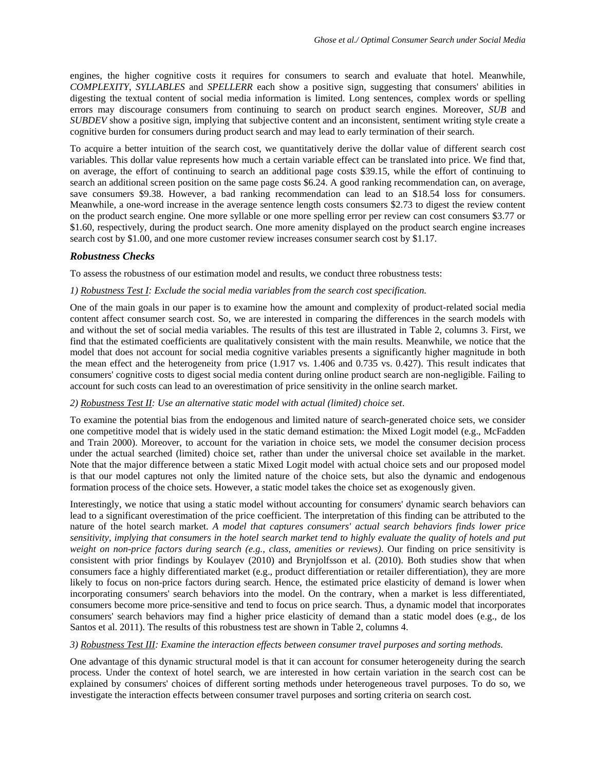engines, the higher cognitive costs it requires for consumers to search and evaluate that hotel. Meanwhile, *COMPLEXITY*, *SYLLABLES* and *SPELLERR* each show a positive sign, suggesting that consumers' abilities in digesting the textual content of social media information is limited. Long sentences, complex words or spelling errors may discourage consumers from continuing to search on product search engines. Moreover, *SUB* and *SUBDEV* show a positive sign, implying that subjective content and an inconsistent, sentiment writing style create a cognitive burden for consumers during product search and may lead to early termination of their search.

To acquire a better intuition of the search cost, we quantitatively derive the dollar value of different search cost variables. This dollar value represents how much a certain variable effect can be translated into price. We find that, on average, the effort of continuing to search an additional page costs $39.15, while the effort of continuing to search an additional screen position on the same page costs $6.24. A good ranking recommendation can, on average, save consumers $9.38. However, a bad ranking recommendation can lead to an $18.54 loss for consumers. Meanwhile, a one-word increase in the average sentence length costs consumers $2.73 to digest the review content on the product search engine. One more syllable or one more spelling error per review can cost consumers $3.77 or $1.60, respectively, during the product search. One more amenity displayed on the product search engine increases search cost by $1.00, and one more customer review increases consumer search cost by $1.17.

### Robustness Checks

To assess the robustness of our estimation model and results, we conduct three robustness tests:

*1) Robustness Test I: Exclude the social media variables from the search cost specification.*

One of the main goals in our paper is to examine how the amount and complexity of product-related social media content affect consumer search cost. So, we are interested in comparing the differences in the search models with and without the set of social media variables. The results of this test are illustrated in Table 2, columns 3. First, we find that the estimated coefficients are qualitatively consistent with the main results. Meanwhile, we notice that the model that does not account for social media cognitive variables presents a significantly higher magnitude in both the mean effect and the heterogeneity from price (1.917 vs. 1.406 and 0.735 vs. 0.427). This result indicates that consumers' cognitive costs to digest social media content during online product search are non-negligible. Failing to account for such costs can lead to an overestimation of price sensitivity in the online search market.

*2) Robustness Test II: Use an alternative static model with actual (limited) choice set.*

To examine the potential bias from the endogenous and limited nature of search-generated choice sets, we consider one competitive model that is widely used in the static demand estimation: the Mixed Logit model (e.g., McFadden and Train 2000). Moreover, to account for the variation in choice sets, we model the consumer decision process under the actual searched (limited) choice set, rather than under the universal choice set available in the market. Note that the major difference between a static Mixed Logit model with actual choice sets and our proposed model is that our model captures not only the limited nature of the choice sets, but also the dynamic and endogenous formation process of the choice sets. However, a static model takes the choice set as exogenously given.

Interestingly, we notice that using a static model without accounting for consumers' dynamic search behaviors can lead to a significant overestimation of the price coefficient. The interpretation of this finding can be attributed to the nature of the hotel search market. *A model that captures consumers' actual search behaviors finds lower price sensitivity, implying that consumers in the hotel search market tend to highly evaluate the quality of hotels and put weight on non-price factors during search (e.g., class, amenities or reviews)*. Our finding on price sensitivity is consistent with prior findings by Koulayev (2010) and Brynjolfsson et al. (2010). Both studies show that when consumers face a highly differentiated market (e.g., product differentiation or retailer differentiation), they are more likely to focus on non-price factors during search. Hence, the estimated price elasticity of demand is lower when incorporating consumers' search behaviors into the model. On the contrary, when a market is less differentiated, consumers become more price-sensitive and tend to focus on price search. Thus, a dynamic model that incorporates consumers' search behaviors may find a higher price elasticity of demand than a static model does (e.g., de los Santos et al. 2011). The results of this robustness test are shown in Table 2, columns 4.

*3) Robustness Test III: Examine the interaction effects between consumer travel purposes and sorting methods.*

One advantage of this dynamic structural model is that it can account for consumer heterogeneity during the search process. Under the context of hotel search, we are interested in how certain variation in the search cost can be explained by consumers' choices of different sorting methods under heterogeneous travel purposes. To do so, we investigate the interaction effects between consumer travel purposes and sorting criteria on search cost.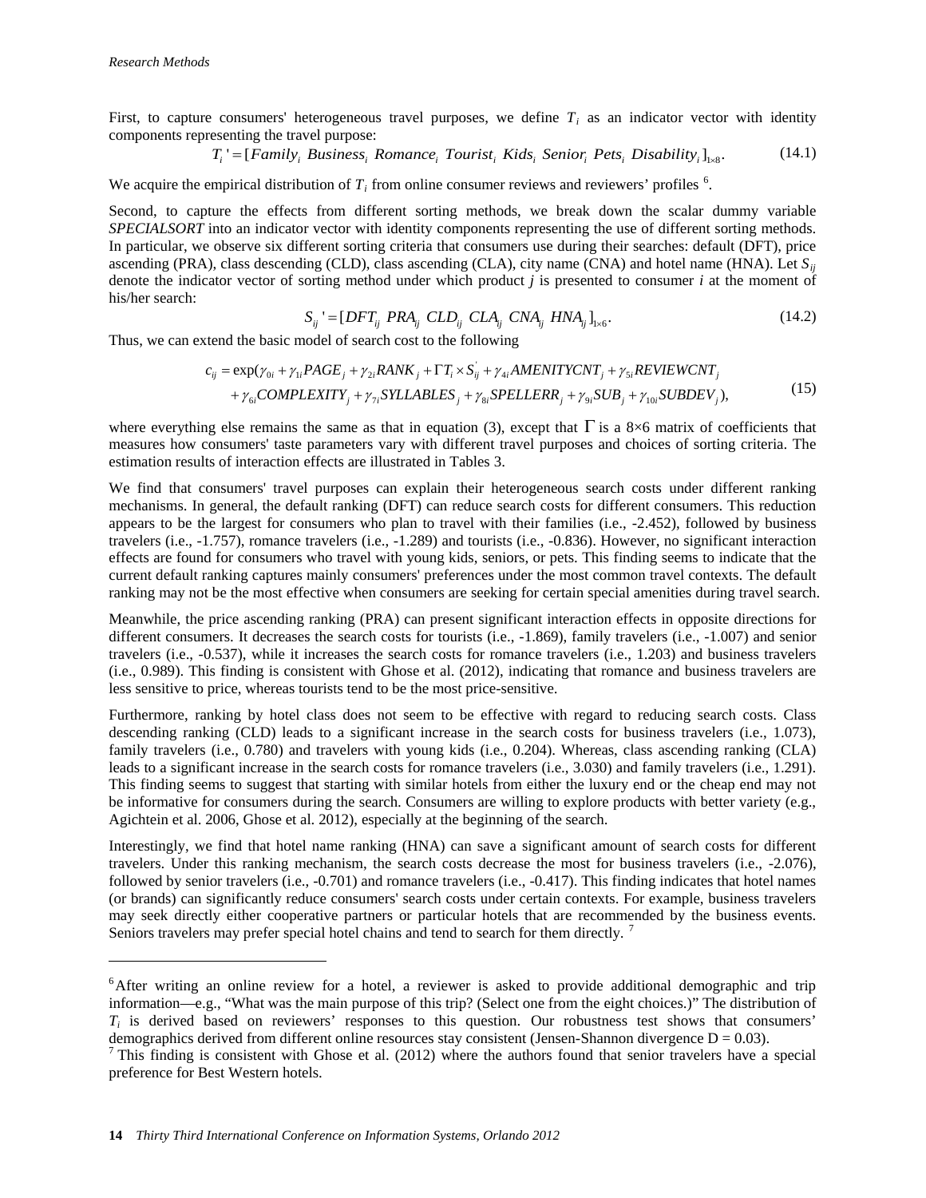First, to capture consumers' heterogeneous travel purposes, we define $T_i$ as an indicator vector with identity components representing the travel purpose:

$$T_i' = [Family_i \ Business_i \ Romance_i \ Tourist_i \ Kids_i \ Senior_i \ Pets_i \ Disability_i]_{1\times 8}. \tag{14.1}$$

We acquire the empirical distribution of $T_i$ from online consumer reviews and reviewers' profiles [6].

Second, to capture the effects from different sorting methods, we break down the scalar dummy variable *SPECIALSORT* into an indicator vector with identity components representing the use of different sorting methods. In particular, we observe six different sorting criteria that consumers use during their searches: default (DFT), price ascending (PRA), class descending (CLD), class ascending (CLA), city name (CNA) and hotel name (HNA). Let $S_{ij}$ denote the indicator vector of sorting method under which product *j* is presented to consumer *i* at the moment of his/her search:

$$S_{ij}' = [DFT_{ij} \ PRA_{ij} \ CLD_{ij} \ CLA_{ij} \ CNA_{ij} \ HNA_{ij}]_{1\times 6}. \tag{14.2}$$

Thus, we can extend the basic model of search cost to the following

$$\begin{aligned} c_{ij} = \exp(&\gamma_{0i} + \gamma_{1i}PAGE_j + \gamma_{2i}RANK_j + \Gamma T_i \times S_{ij}' + \gamma_{4i}AMENITYCNT_j + \gamma_{5i}REVIEWCNT_j \\ &+ \gamma_{6i}COMPLEXITY_j + \gamma_{7i}SYLLABLES_j + \gamma_{8i}SPELLERR_j + \gamma_{9i}SUB_j + \gamma_{10i}SUBDEV_j), \end{aligned} \tag{15}$$

where everything else remains the same as that in equation (3), except that $\Gamma$ is a 8×6 matrix of coefficients that measures how consumers' taste parameters vary with different travel purposes and choices of sorting criteria. The estimation results of interaction effects are illustrated in Tables 3.

We find that consumers' travel purposes can explain their heterogeneous search costs under different ranking mechanisms. In general, the default ranking (DFT) can reduce search costs for different consumers. This reduction appears to be the largest for consumers who plan to travel with their families (i.e., -2.452), followed by business travelers (i.e., -1.757), romance travelers (i.e., -1.289) and tourists (i.e., -0.836). However, no significant interaction effects are found for consumers who travel with young kids, seniors, or pets. This finding seems to indicate that the current default ranking captures mainly consumers' preferences under the most common travel contexts. The default ranking may not be the most effective when consumers are seeking for certain special amenities during travel search.

Meanwhile, the price ascending ranking (PRA) can present significant interaction effects in opposite directions for different consumers. It decreases the search costs for tourists (i.e., -1.869), family travelers (i.e., -1.007) and senior travelers (i.e., -0.537), while it increases the search costs for romance travelers (i.e., 1.203) and business travelers (i.e., 0.989). This finding is consistent with Ghose et al. (2012), indicating that romance and business travelers are less sensitive to price, whereas tourists tend to be the most price-sensitive.

Furthermore, ranking by hotel class does not seem to be effective with regard to reducing search costs. Class descending ranking (CLD) leads to a significant increase in the search costs for business travelers (i.e., 1.073), family travelers (i.e., 0.780) and travelers with young kids (i.e., 0.204). Whereas, class ascending ranking (CLA) leads to a significant increase in the search costs for romance travelers (i.e., 3.030) and family travelers (i.e., 1.291). This finding seems to suggest that starting with similar hotels from either the luxury end or the cheap end may not be informative for consumers during the search. Consumers are willing to explore products with better variety (e.g., Agichtein et al. 2006, Ghose et al. 2012), especially at the beginning of the search.

Interestingly, we find that hotel name ranking (HNA) can save a significant amount of search costs for different travelers. Under this ranking mechanism, the search costs decrease the most for business travelers (i.e., -2.076), followed by senior travelers (i.e., -0.701) and romance travelers (i.e., -0.417). This finding indicates that hotel names (or brands) can significantly reduce consumers' search costs under certain contexts. For example, business travelers may seek directly either cooperative partners or particular hotels that are recommended by the business events. Seniors travelers may prefer special hotel chains and tend to search for them directly. [7]

---

[6] After writing an online review for a hotel, a reviewer is asked to provide additional demographic and trip information—e.g., "What was the main purpose of this trip? (Select one from the eight choices.)" The distribution of $T_i$ is derived based on reviewers' responses to this question. Our robustness test shows that consumers' demographics derived from different online resources stay consistent (Jensen-Shannon divergence D = 0.03).

[7] This finding is consistent with Ghose et al. (2012) where the authors found that senior travelers have a special preference for Best Western hotels.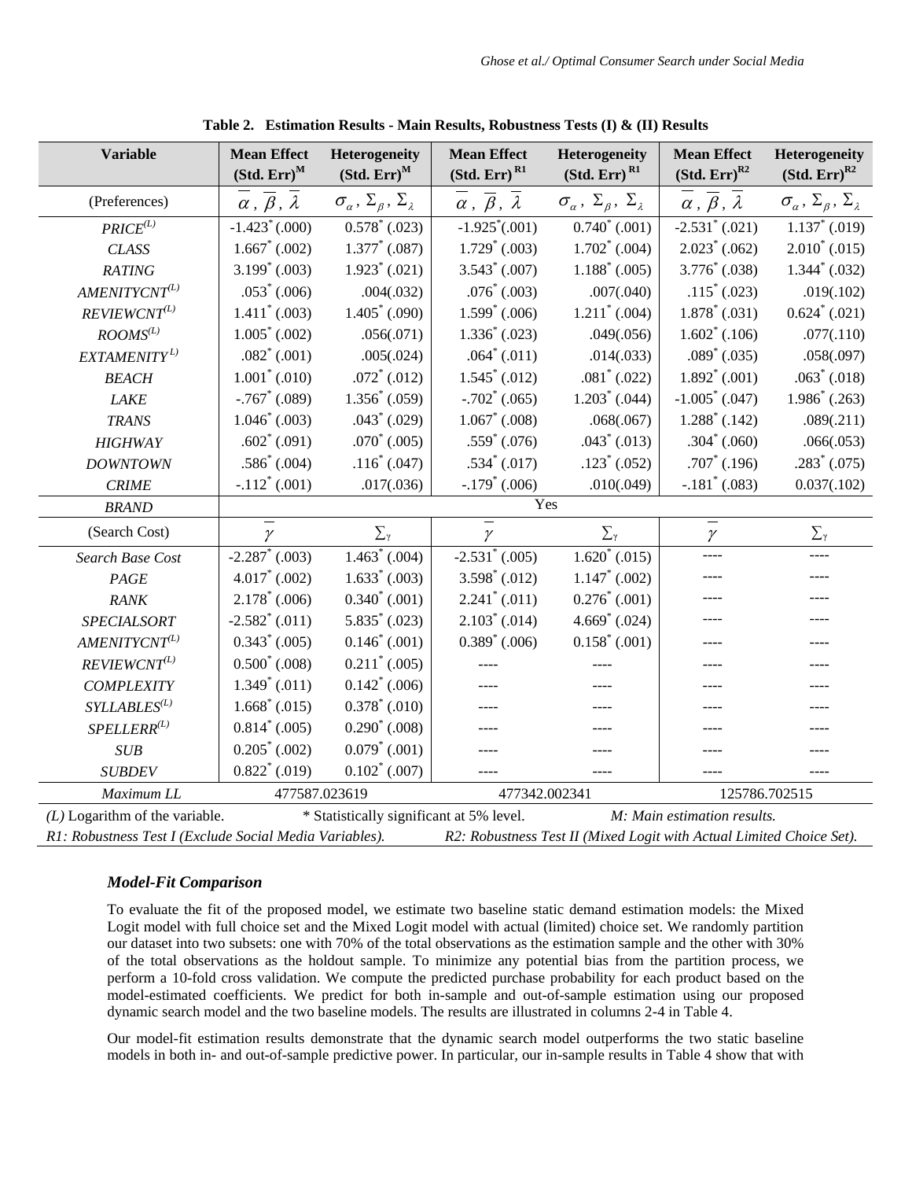**Table 2. Estimation Results - Main Results, Robustness Tests (I) & (II) Results**

| Variable | Mean Effect (Std. Err)$^{M}$ | Heterogeneity (Std. Err)$^{M}$ | Mean Effect (Std. Err)$^{R1}$ | Heterogeneity (Std. Err)$^{R1}$ | Mean Effect (Std. Err)$^{R2}$ | Heterogeneity (Std. Err)$^{R2}$ |
|---|---|---|---|---|---|---|
| (Preferences) | $\bar{\alpha}$, $\bar{\beta}$, $\bar{\lambda}$ | $\sigma_{\alpha}$, $\Sigma_{\beta}$, $\Sigma_{\lambda}$ | $\bar{\alpha}$, $\bar{\beta}$, $\bar{\lambda}$ | $\sigma_{\alpha}$, $\Sigma_{\beta}$, $\Sigma_{\lambda}$ | $\bar{\alpha}$, $\bar{\beta}$, $\bar{\lambda}$ | $\sigma_{\alpha}$, $\Sigma_{\beta}$, $\Sigma_{\lambda}$ |
| *PRICE$^{(L)}$* | -1.423* (.000) | 0.578* (.023) | -1.925*(.001) | 0.740* (.001) | -2.531* (.021) | 1.137* (.019) |
| *CLASS* | 1.667* (.002) | 1.377* (.087) | 1.729* (.003) | 1.702* (.004) | 2.023* (.062) | 2.010* (.015) |
| *RATING* | 3.199* (.003) | 1.923* (.021) | 3.543* (.007) | 1.188* (.005) | 3.776* (.038) | 1.344* (.032) |
| *AMENITYCNT$^{(L)}$* | .053* (.006) | .004(.032) | .076* (.003) | .007(.040) | .115* (.023) | .019(.102) |
| *REVIEWCNT$^{(L)}$* | 1.411* (.003) | 1.405* (.090) | 1.599* (.006) | 1.211* (.004) | 1.878* (.031) | 0.624* (.021) |
| *ROOMS$^{(L)}$* | 1.005* (.002) | .056(.071) | 1.336* (.023) | .049(.056) | 1.602* (.106) | .077(.110) |
| *EXTAMENITY$^{L)}$* | .082* (.001) | .005(.024) | .064* (.011) | .014(.033) | .089* (.035) | .058(.097) |
| *BEACH* | 1.001* (.010) | .072* (.012) | 1.545* (.012) | .081* (.022) | 1.892* (.001) | .063* (.018) |
| *LAKE* | -.767* (.089) | 1.356* (.059) | -.702* (.065) | 1.203* (.044) | -1.005* (.047) | 1.986* (.263) |
| *TRANS* | 1.046* (.003) | .043* (.029) | 1.067* (.008) | .068(.067) | 1.288* (.142) | .089(.211) |
| *HIGHWAY* | .602* (.091) | .070* (.005) | .559* (.076) | .043* (.013) | .304* (.060) | .066(.053) |
| *DOWNTOWN* | .586* (.004) | .116* (.047) | .534* (.017) | .123* (.052) | .707* (.196) | .283* (.075) |
| *CRIME* | -.112* (.001) | .017(.036) | -.179* (.006) | .010(.049) | -.181* (.083) | 0.037(.102) |
| *BRAND* | Yes | | | | | |
| (Search Cost) | $\bar{\gamma}$ | $\Sigma_{\gamma}$ | $\bar{\gamma}$ | $\Sigma_{\gamma}$ | $\bar{\gamma}$ | $\Sigma_{\gamma}$ |
| *Search Base Cost* | -2.287* (.003) | 1.463* (.004) | -2.531* (.005) | 1.620* (.015) | ---- | ---- |
| *PAGE* | 4.017* (.002) | 1.633* (.003) | 3.598* (.012) | 1.147* (.002) | ---- | ---- |
| *RANK* | 2.178* (.006) | 0.340* (.001) | 2.241* (.011) | 0.276* (.001) | ---- | ---- |
| *SPECIALSORT* | -2.582* (.011) | 5.835* (.023) | 2.103* (.014) | 4.669* (.024) | ---- | ---- |
| *AMENITYCNT$^{(L)}$* | 0.343* (.005) | 0.146* (.001) | 0.389* (.006) | 0.158* (.001) | ---- | ---- |
| *REVIEWCNT$^{(L)}$* | 0.500* (.008) | 0.211* (.005) | ---- | ---- | ---- | ---- |
| *COMPLEXITY* | 1.349* (.011) | 0.142* (.006) | ---- | ---- | ---- | ---- |
| *SYLLABLES$^{(L)}$* | 1.668* (.015) | 0.378* (.010) | ---- | ---- | ---- | ---- |
| *SPELLERR$^{(L)}$* | 0.814* (.005) | 0.290* (.008) | ---- | ---- | ---- | ---- |
| *SUB* | 0.205* (.002) | 0.079* (.001) | ---- | ---- | ---- | ---- |
| *SUBDEV* | 0.822* (.019) | 0.102* (.007) | ---- | ---- | ---- | ---- |
| *Maximum LL* | 477587.023619 | | 477342.002341 | | 125786.702515 | |

*(L)* Logarithm of the variable. * Statistically significant at 5% level. *M: Main estimation results.*
*R1: Robustness Test I (Exclude Social Media Variables). R2: Robustness Test II (Mixed Logit with Actual Limited Choice Set).*

### *Model-Fit Comparison*

To evaluate the fit of the proposed model, we estimate two baseline static demand estimation models: the Mixed Logit model with full choice set and the Mixed Logit model with actual (limited) choice set. We randomly partition our dataset into two subsets: one with 70% of the total observations as the estimation sample and the other with 30% of the total observations as the holdout sample. To minimize any potential bias from the partition process, we perform a 10-fold cross validation. We compute the predicted purchase probability for each product based on the model-estimated coefficients. We predict for both in-sample and out-of-sample estimation using our proposed dynamic search model and the two baseline models. The results are illustrated in columns 2-4 in Table 4.

Our model-fit estimation results demonstrate that the dynamic search model outperforms the two static baseline models in both in- and out-of-sample predictive power. In particular, our in-sample results in Table 4 show that with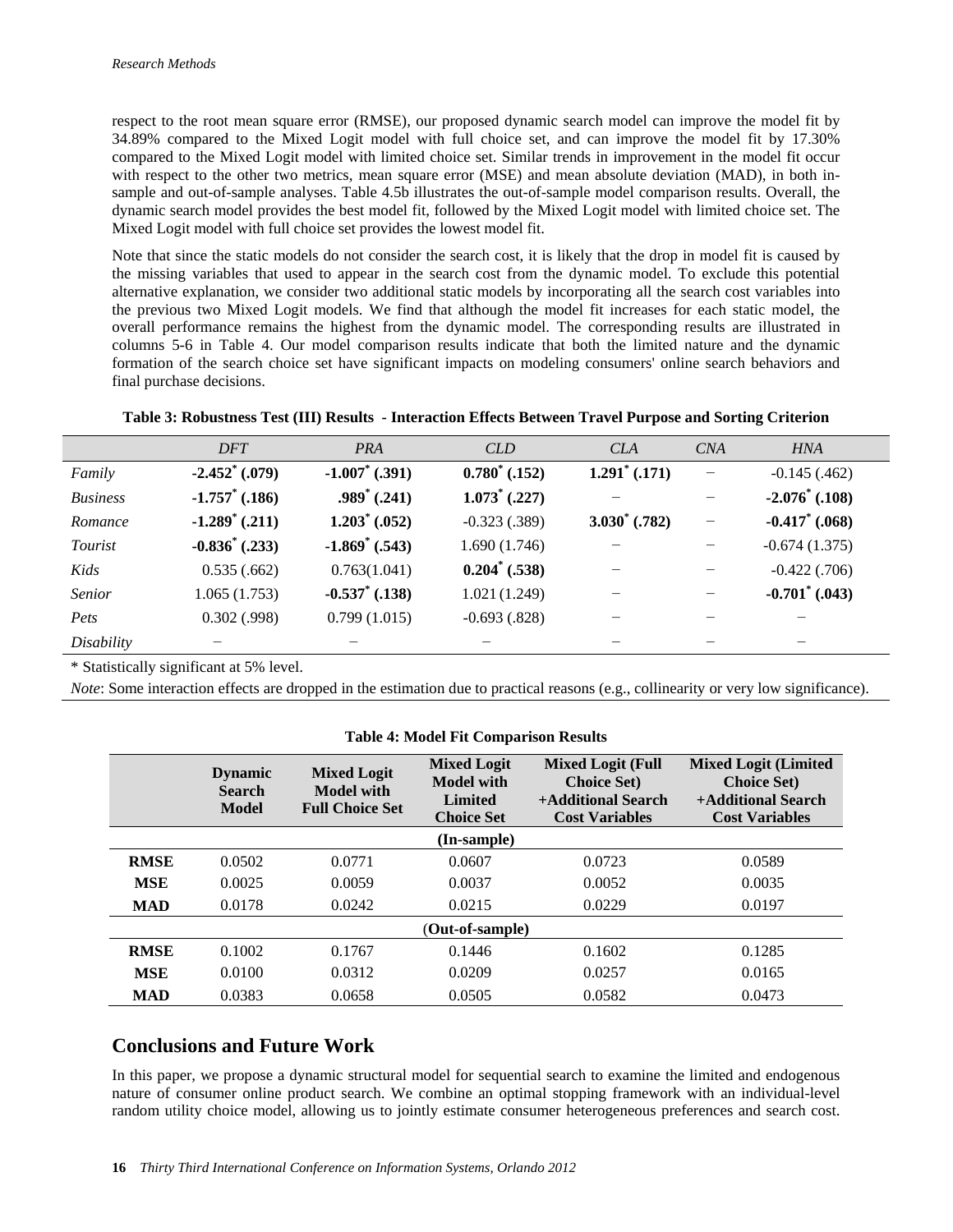respect to the root mean square error (RMSE), our proposed dynamic search model can improve the model fit by 34.89% compared to the Mixed Logit model with full choice set, and can improve the model fit by 17.30% compared to the Mixed Logit model with limited choice set. Similar trends in improvement in the model fit occur with respect to the other two metrics, mean square error (MSE) and mean absolute deviation (MAD), in both in-sample and out-of-sample analyses. Table 4.5b illustrates the out-of-sample model comparison results. Overall, the dynamic search model provides the best model fit, followed by the Mixed Logit model with limited choice set. The Mixed Logit model with full choice set provides the lowest model fit.

Note that since the static models do not consider the search cost, it is likely that the drop in model fit is caused by the missing variables that used to appear in the search cost from the dynamic model. To exclude this potential alternative explanation, we consider two additional static models by incorporating all the search cost variables into the previous two Mixed Logit models. We find that although the model fit increases for each static model, the overall performance remains the highest from the dynamic model. The corresponding results are illustrated in columns 5-6 in Table 4. Our model comparison results indicate that both the limited nature and the dynamic formation of the search choice set have significant impacts on modeling consumers' online search behaviors and final purchase decisions.

**Table 3: Robustness Test (III) Results - Interaction Effects Between Travel Purpose and Sorting Criterion**

| | *DFT* | *PRA* | *CLD* | *CLA* | *CNA* | *HNA* |
|---|---|---|---|---|---|---|
| *Family* | **-2.452* (.079)** | **-1.007* (.391)** | **0.780* (.152)** | **1.291* (.171)** | – | -0.145 (.462) |
| *Business* | **-1.757* (.186)** | **.989* (.241)** | **1.073* (.227)** | – | – | **-2.076* (.108)** |
| *Romance* | **-1.289* (.211)** | **1.203* (.052)** | -0.323 (.389) | **3.030* (.782)** | – | **-0.417* (.068)** |
| *Tourist* | **-0.836* (.233)** | **-1.869* (.543)** | 1.690 (1.746) | – | – | -0.674 (1.375) |
| *Kids* | 0.535 (.662) | 0.763(1.041) | **0.204* (.538)** | – | – | -0.422 (.706) |
| *Senior* | 1.065 (1.753) | **-0.537* (.138)** | 1.021 (1.249) | – | – | **-0.701* (.043)** |
| *Pets* | 0.302 (.998) | 0.799 (1.015) | -0.693 (.828) | – | – | – |
| *Disability* | – | – | – | – | – | – |

\* Statistically significant at 5% level.

*Note*: Some interaction effects are dropped in the estimation due to practical reasons (e.g., collinearity or very low significance).

**Table 4: Model Fit Comparison Results**

| | Dynamic Search Model | Mixed Logit Model with Full Choice Set | Mixed Logit Model with Limited Choice Set | Mixed Logit (Full Choice Set) +Additional Search Cost Variables | Mixed Logit (Limited Choice Set) +Additional Search Cost Variables |
|---|---|---|---|---|---|
| | | | **(In-sample)** | | |
| **RMSE** | 0.0502 | 0.0771 | 0.0607 | 0.0723 | 0.0589 |
| **MSE** | 0.0025 | 0.0059 | 0.0037 | 0.0052 | 0.0035 |
| **MAD** | 0.0178 | 0.0242 | 0.0215 | 0.0229 | 0.0197 |
| | | | **(Out-of-sample)** | | |
| **RMSE** | 0.1002 | 0.1767 | 0.1446 | 0.1602 | 0.1285 |
| **MSE** | 0.0100 | 0.0312 | 0.0209 | 0.0257 | 0.0165 |
| **MAD** | 0.0383 | 0.0658 | 0.0505 | 0.0582 | 0.0473 |

## Conclusions and Future Work

In this paper, we propose a dynamic structural model for sequential search to examine the limited and endogenous nature of consumer online product search. We combine an optimal stopping framework with an individual-level random utility choice model, allowing us to jointly estimate consumer heterogeneous preferences and search cost.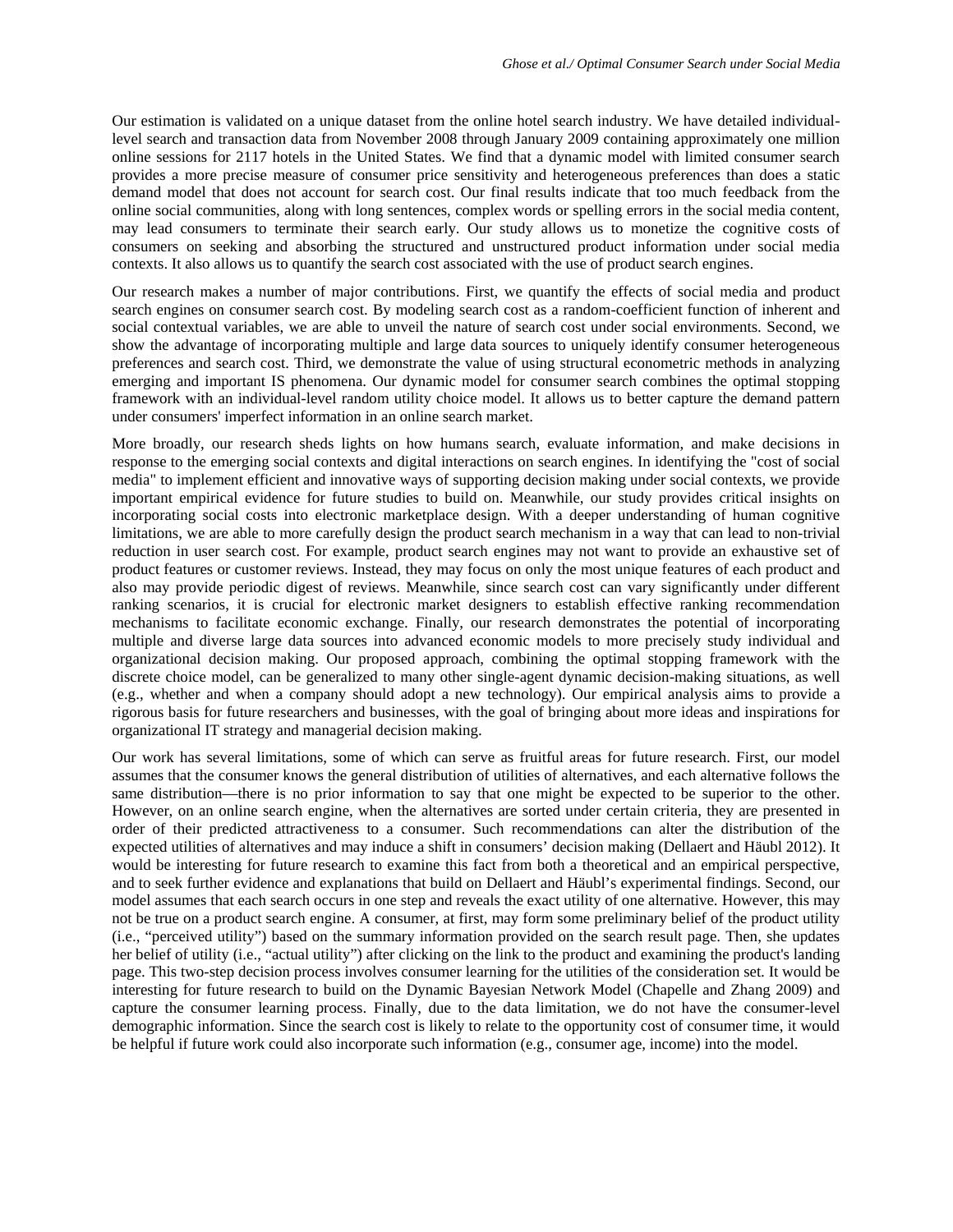Our estimation is validated on a unique dataset from the online hotel search industry. We have detailed individual-level search and transaction data from November 2008 through January 2009 containing approximately one million online sessions for 2117 hotels in the United States. We find that a dynamic model with limited consumer search provides a more precise measure of consumer price sensitivity and heterogeneous preferences than does a static demand model that does not account for search cost. Our final results indicate that too much feedback from the online social communities, along with long sentences, complex words or spelling errors in the social media content, may lead consumers to terminate their search early. Our study allows us to monetize the cognitive costs of consumers on seeking and absorbing the structured and unstructured product information under social media contexts. It also allows us to quantify the search cost associated with the use of product search engines.

Our research makes a number of major contributions. First, we quantify the effects of social media and product search engines on consumer search cost. By modeling search cost as a random-coefficient function of inherent and social contextual variables, we are able to unveil the nature of search cost under social environments. Second, we show the advantage of incorporating multiple and large data sources to uniquely identify consumer heterogeneous preferences and search cost. Third, we demonstrate the value of using structural econometric methods in analyzing emerging and important IS phenomena. Our dynamic model for consumer search combines the optimal stopping framework with an individual-level random utility choice model. It allows us to better capture the demand pattern under consumers' imperfect information in an online search market.

More broadly, our research sheds lights on how humans search, evaluate information, and make decisions in response to the emerging social contexts and digital interactions on search engines. In identifying the "cost of social media" to implement efficient and innovative ways of supporting decision making under social contexts, we provide important empirical evidence for future studies to build on. Meanwhile, our study provides critical insights on incorporating social costs into electronic marketplace design. With a deeper understanding of human cognitive limitations, we are able to more carefully design the product search mechanism in a way that can lead to non-trivial reduction in user search cost. For example, product search engines may not want to provide an exhaustive set of product features or customer reviews. Instead, they may focus on only the most unique features of each product and also may provide periodic digest of reviews. Meanwhile, since search cost can vary significantly under different ranking scenarios, it is crucial for electronic market designers to establish effective ranking recommendation mechanisms to facilitate economic exchange. Finally, our research demonstrates the potential of incorporating multiple and diverse large data sources into advanced economic models to more precisely study individual and organizational decision making. Our proposed approach, combining the optimal stopping framework with the discrete choice model, can be generalized to many other single-agent dynamic decision-making situations, as well (e.g., whether and when a company should adopt a new technology). Our empirical analysis aims to provide a rigorous basis for future researchers and businesses, with the goal of bringing about more ideas and inspirations for organizational IT strategy and managerial decision making.

Our work has several limitations, some of which can serve as fruitful areas for future research. First, our model assumes that the consumer knows the general distribution of utilities of alternatives, and each alternative follows the same distribution—there is no prior information to say that one might be expected to be superior to the other. However, on an online search engine, when the alternatives are sorted under certain criteria, they are presented in order of their predicted attractiveness to a consumer. Such recommendations can alter the distribution of the expected utilities of alternatives and may induce a shift in consumers' decision making (Dellaert and Häubl 2012). It would be interesting for future research to examine this fact from both a theoretical and an empirical perspective, and to seek further evidence and explanations that build on Dellaert and Häubl's experimental findings. Second, our model assumes that each search occurs in one step and reveals the exact utility of one alternative. However, this may not be true on a product search engine. A consumer, at first, may form some preliminary belief of the product utility (i.e., "perceived utility") based on the summary information provided on the search result page. Then, she updates her belief of utility (i.e., "actual utility") after clicking on the link to the product and examining the product's landing page. This two-step decision process involves consumer learning for the utilities of the consideration set. It would be interesting for future research to build on the Dynamic Bayesian Network Model (Chapelle and Zhang 2009) and capture the consumer learning process. Finally, due to the data limitation, we do not have the consumer-level demographic information. Since the search cost is likely to relate to the opportunity cost of consumer time, it would be helpful if future work could also incorporate such information (e.g., consumer age, income) into the model.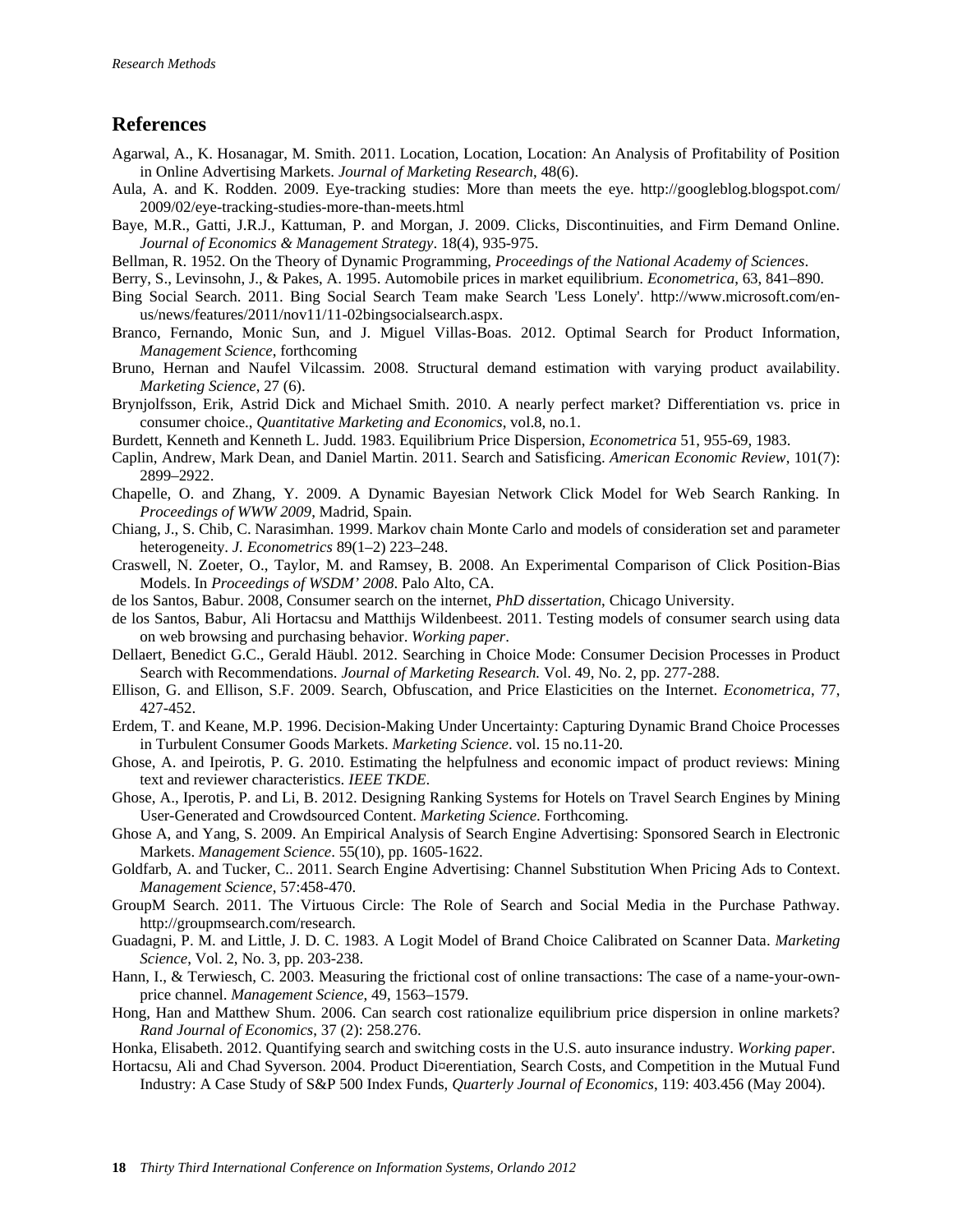## References

Agarwal, A., K. Hosanagar, M. Smith. 2011. Location, Location, Location: An Analysis of Profitability of Position in Online Advertising Markets. *Journal of Marketing Research*, 48(6).

Aula, A. and K. Rodden. 2009. Eye-tracking studies: More than meets the eye. http://googleblog.blogspot.com/2009/02/eye-tracking-studies-more-than-meets.html

Baye, M.R., Gatti, J.R.J., Kattuman, P. and Morgan, J. 2009. Clicks, Discontinuities, and Firm Demand Online. *Journal of Economics & Management Strategy*. 18(4), 935-975.

Bellman, R. 1952. On the Theory of Dynamic Programming, *Proceedings of the National Academy of Sciences*.

Berry, S., Levinsohn, J., & Pakes, A. 1995. Automobile prices in market equilibrium. *Econometrica*, 63, 841–890.

Bing Social Search. 2011. Bing Social Search Team make Search 'Less Lonely'. http://www.microsoft.com/en-us/news/features/2011/nov11/11-02bingsocialsearch.aspx.

Branco, Fernando, Monic Sun, and J. Miguel Villas-Boas. 2012. Optimal Search for Product Information, *Management Science*, forthcoming

Bruno, Hernan and Naufel Vilcassim. 2008. Structural demand estimation with varying product availability. *Marketing Science*, 27 (6).

Brynjolfsson, Erik, Astrid Dick and Michael Smith. 2010. A nearly perfect market? Differentiation vs. price in consumer choice., *Quantitative Marketing and Economics*, vol.8, no.1.

Burdett, Kenneth and Kenneth L. Judd. 1983. Equilibrium Price Dispersion, *Econometrica* 51, 955-69, 1983.

Caplin, Andrew, Mark Dean, and Daniel Martin. 2011. Search and Satisficing. *American Economic Review*, 101(7): 2899–2922.

Chapelle, O. and Zhang, Y. 2009. A Dynamic Bayesian Network Click Model for Web Search Ranking. In *Proceedings of WWW 2009*, Madrid, Spain.

Chiang, J., S. Chib, C. Narasimhan. 1999. Markov chain Monte Carlo and models of consideration set and parameter heterogeneity. *J. Econometrics* 89(1–2) 223–248.

Craswell, N. Zoeter, O., Taylor, M. and Ramsey, B. 2008. An Experimental Comparison of Click Position-Bias Models. In *Proceedings of WSDM' 2008*. Palo Alto, CA.

de los Santos, Babur. 2008, Consumer search on the internet, *PhD dissertation*, Chicago University.

de los Santos, Babur, Ali Hortacsu and Matthijs Wildenbeest. 2011. Testing models of consumer search using data on web browsing and purchasing behavior. *Working paper*.

Dellaert, Benedict G.C., Gerald Häubl. 2012. Searching in Choice Mode: Consumer Decision Processes in Product Search with Recommendations. *Journal of Marketing Research.* Vol. 49, No. 2, pp. 277-288.

Ellison, G. and Ellison, S.F. 2009. Search, Obfuscation, and Price Elasticities on the Internet. *Econometrica*, 77, 427-452.

Erdem, T. and Keane, M.P. 1996. Decision-Making Under Uncertainty: Capturing Dynamic Brand Choice Processes in Turbulent Consumer Goods Markets. *Marketing Science*. vol. 15 no.11-20.

Ghose, A. and Ipeirotis, P. G. 2010. Estimating the helpfulness and economic impact of product reviews: Mining text and reviewer characteristics. *IEEE TKDE*.

Ghose, A., Iperotis, P. and Li, B. 2012. Designing Ranking Systems for Hotels on Travel Search Engines by Mining User-Generated and Crowdsourced Content. *Marketing Science*. Forthcoming.

Ghose A, and Yang, S. 2009. An Empirical Analysis of Search Engine Advertising: Sponsored Search in Electronic Markets. *Management Science*. 55(10), pp. 1605-1622.

Goldfarb, A. and Tucker, C.. 2011. Search Engine Advertising: Channel Substitution When Pricing Ads to Context. *Management Science*, 57:458-470.

GroupM Search. 2011. The Virtuous Circle: The Role of Search and Social Media in the Purchase Pathway. http://groupmsearch.com/research.

Guadagni, P. M. and Little, J. D. C. 1983. A Logit Model of Brand Choice Calibrated on Scanner Data. *Marketing Science*, Vol. 2, No. 3, pp. 203-238.

Hann, I., & Terwiesch, C. 2003. Measuring the frictional cost of online transactions: The case of a name-your-own-price channel. *Management Science*, 49, 1563–1579.

Hong, Han and Matthew Shum. 2006. Can search cost rationalize equilibrium price dispersion in online markets? *Rand Journal of Economics*, 37 (2): 258.276.

Honka, Elisabeth. 2012. Quantifying search and switching costs in the U.S. auto insurance industry. *Working paper*.

Hortacsu, Ali and Chad Syverson. 2004. Product Di¤erentiation, Search Costs, and Competition in the Mutual Fund Industry: A Case Study of S&P 500 Index Funds, *Quarterly Journal of Economics*, 119: 403.456 (May 2004).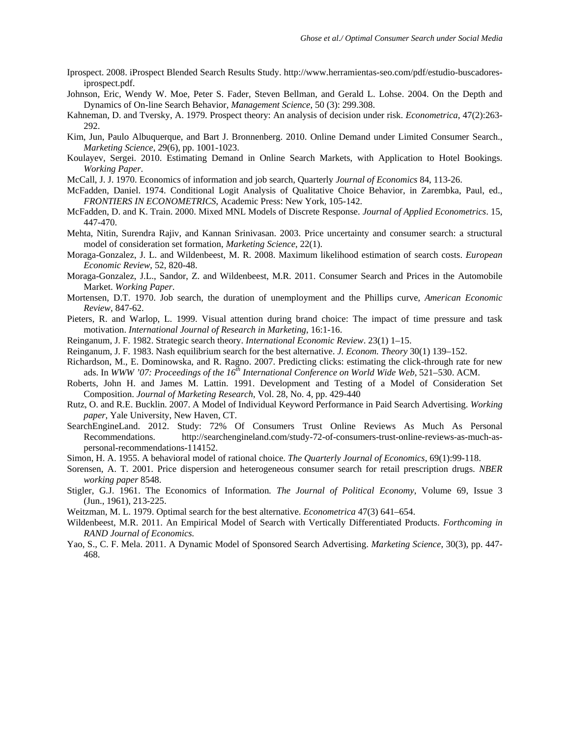Iprospect. 2008. iProspect Blended Search Results Study. http://www.herramientas-seo.com/pdf/estudio-buscadores-iprospect.pdf.

Johnson, Eric, Wendy W. Moe, Peter S. Fader, Steven Bellman, and Gerald L. Lohse. 2004. On the Depth and Dynamics of On-line Search Behavior, *Management Science*, 50 (3): 299.308.

Kahneman, D. and Tversky, A. 1979. Prospect theory: An analysis of decision under risk. *Econometrica*, 47(2):263-292.

Kim, Jun, Paulo Albuquerque, and Bart J. Bronnenberg. 2010. Online Demand under Limited Consumer Search., *Marketing Science*, 29(6), pp. 1001-1023.

Koulayev, Sergei. 2010. Estimating Demand in Online Search Markets, with Application to Hotel Bookings. *Working Paper*.

McCall, J. J. 1970. Economics of information and job search, Quarterly *Journal of Economics* 84, 113-26.

McFadden, Daniel. 1974. Conditional Logit Analysis of Qualitative Choice Behavior, in Zarembka, Paul, ed., *FRONTIERS IN ECONOMETRICS*, Academic Press: New York, 105-142.

McFadden, D. and K. Train. 2000. Mixed MNL Models of Discrete Response. *Journal of Applied Econometrics*. 15, 447-470.

Mehta, Nitin, Surendra Rajiv, and Kannan Srinivasan. 2003. Price uncertainty and consumer search: a structural model of consideration set formation, *Marketing Science*, 22(1).

Moraga-Gonzalez, J. L. and Wildenbeest, M. R. 2008. Maximum likelihood estimation of search costs. *European Economic Review*, 52, 820-48.

Moraga-Gonzalez, J.L., Sandor, Z. and Wildenbeest, M.R. 2011. Consumer Search and Prices in the Automobile Market. *Working Paper*.

Mortensen, D.T. 1970. Job search, the duration of unemployment and the Phillips curve, *American Economic Review*, 847-62.

Pieters, R. and Warlop, L. 1999. Visual attention during brand choice: The impact of time pressure and task motivation. *International Journal of Research in Marketing*, 16:1-16.

Reinganum, J. F. 1982. Strategic search theory. *International Economic Review*. 23(1) 1–15.

Reinganum, J. F. 1983. Nash equilibrium search for the best alternative. *J. Econom. Theory* 30(1) 139–152.

Richardson, M., E. Dominowska, and R. Ragno. 2007. Predicting clicks: estimating the click-through rate for new ads. In *WWW '07: Proceedings of the 16th International Conference on World Wide Web*, 521–530. ACM.

Roberts, John H. and James M. Lattin. 1991. Development and Testing of a Model of Consideration Set Composition. *Journal of Marketing Research*, Vol. 28, No. 4, pp. 429-440

Rutz, O. and R.E. Bucklin. 2007. A Model of Individual Keyword Performance in Paid Search Advertising. *Working paper*, Yale University, New Haven, CT.

SearchEngineLand. 2012. Study: 72% Of Consumers Trust Online Reviews As Much As Personal Recommendations. http://searchengineland.com/study-72-of-consumers-trust-online-reviews-as-much-as-personal-recommendations-114152.

Simon, H. A. 1955. A behavioral model of rational choice. *The Quarterly Journal of Economics*, 69(1):99-118.

Sorensen, A. T. 2001. Price dispersion and heterogeneous consumer search for retail prescription drugs. *NBER working paper* 8548.

Stigler, G.J. 1961. The Economics of Information. *The Journal of Political Economy*, Volume 69, Issue 3 (Jun., 1961), 213-225.

Weitzman, M. L. 1979. Optimal search for the best alternative. *Econometrica* 47(3) 641–654.

Wildenbeest, M.R. 2011. An Empirical Model of Search with Vertically Differentiated Products. *Forthcoming in RAND Journal of Economics.*

Yao, S., C. F. Mela. 2011. A Dynamic Model of Sponsored Search Advertising. *Marketing Science*, 30(3), pp. 447-468.